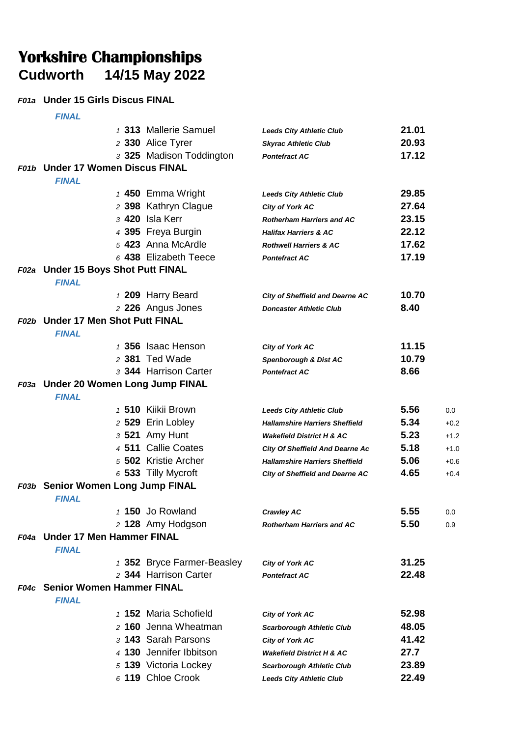# Yorkshire Championships

## Cudworth 14/15 May 2022

### *F01a* Under 15 Girls Discus FINAL

*FINAL*

| Pos | No | Name | Club | Mark |
|---|---|---|---|---|
| 1 | **313** | Mallerie Samuel | ***Leeds City Athletic Club*** | **21.01** |
| 2 | **330** | Alice Tyrer | ***Skyrac Athletic Club*** | **20.93** |
| 3 | **325** | Madison Toddington | ***Pontefract AC*** | **17.12** |

### *F01b* Under 17 Women Discus FINAL

*FINAL*

| Pos | No | Name | Club | Mark |
|---|---|---|---|---|
| 1 | **450** | Emma Wright | ***Leeds City Athletic Club*** | **29.85** |
| 2 | **398** | Kathryn Clague | ***City of York AC*** | **27.64** |
| 3 | **420** | Isla Kerr | ***Rotherham Harriers and AC*** | **23.15** |
| 4 | **395** | Freya Burgin | ***Halifax Harriers & AC*** | **22.12** |
| 5 | **423** | Anna McArdle | ***Rothwell Harriers & AC*** | **17.62** |
| 6 | **438** | Elizabeth Teece | ***Pontefract AC*** | **17.19** |

### *F02a* Under 15 Boys Shot Putt FINAL

*FINAL*

| Pos | No | Name | Club | Mark |
|---|---|---|---|---|
| 1 | **209** | Harry Beard | ***City of Sheffield and Dearne AC*** | **10.70** |
| 2 | **226** | Angus Jones | ***Doncaster Athletic Club*** | **8.40** |

### *F02b* Under 17 Men Shot Putt FINAL

*FINAL*

| Pos | No | Name | Club | Mark |
|---|---|---|---|---|
| 1 | **356** | Isaac Henson | ***City of York AC*** | **11.15** |
| 2 | **381** | Ted Wade | ***Spenborough & Dist AC*** | **10.79** |
| 3 | **344** | Harrison Carter | ***Pontefract AC*** | **8.66** |

### *F03a* Under 20 Women Long Jump FINAL

*FINAL*

| Pos | No | Name | Club | Mark | Wind |
|---|---|---|---|---|---|
| 1 | **510** | Kiikii Brown | ***Leeds City Athletic Club*** | **5.56** | 0.0 |
| 2 | **529** | Erin Lobley | ***Hallamshire Harriers Sheffield*** | **5.34** | +0.2 |
| 3 | **521** | Amy Hunt | ***Wakefield District H & AC*** | **5.23** | +1.2 |
| 4 | **511** | Callie Coates | ***City Of Sheffield And Dearne Ac*** | **5.18** | +1.0 |
| 5 | **502** | Kristie Archer | ***Hallamshire Harriers Sheffield*** | **5.06** | +0.6 |
| 6 | **533** | Tilly Mycroft | ***City of Sheffield and Dearne AC*** | **4.65** | +0.4 |

### *F03b* Senior Women Long Jump FINAL

*FINAL*

| Pos | No | Name | Club | Mark | Wind |
|---|---|---|---|---|---|
| 1 | **150** | Jo Rowland | ***Crawley AC*** | **5.55** | 0.0 |
| 2 | **128** | Amy Hodgson | ***Rotherham Harriers and AC*** | **5.50** | 0.9 |

### *F04a* Under 17 Men Hammer FINAL

*FINAL*

| Pos | No | Name | Club | Mark |
|---|---|---|---|---|
| 1 | **352** | Bryce Farmer-Beasley | ***City of York AC*** | **31.25** |
| 2 | **344** | Harrison Carter | ***Pontefract AC*** | **22.48** |

### *F04c* Senior Women Hammer FINAL

*FINAL*

| Pos | No | Name | Club | Mark |
|---|---|---|---|---|
| 1 | **152** | Maria Schofield | ***City of York AC*** | **52.98** |
| 2 | **160** | Jenna Wheatman | ***Scarborough Athletic Club*** | **48.05** |
| 3 | **143** | Sarah Parsons | ***City of York AC*** | **41.42** |
| 4 | **130** | Jennifer Ibbitson | ***Wakefield District H & AC*** | **27.7** |
| 5 | **139** | Victoria Lockey | ***Scarborough Athletic Club*** | **23.89** |
| 6 | **119** | Chloe Crook | ***Leeds City Athletic Club*** | **22.49** |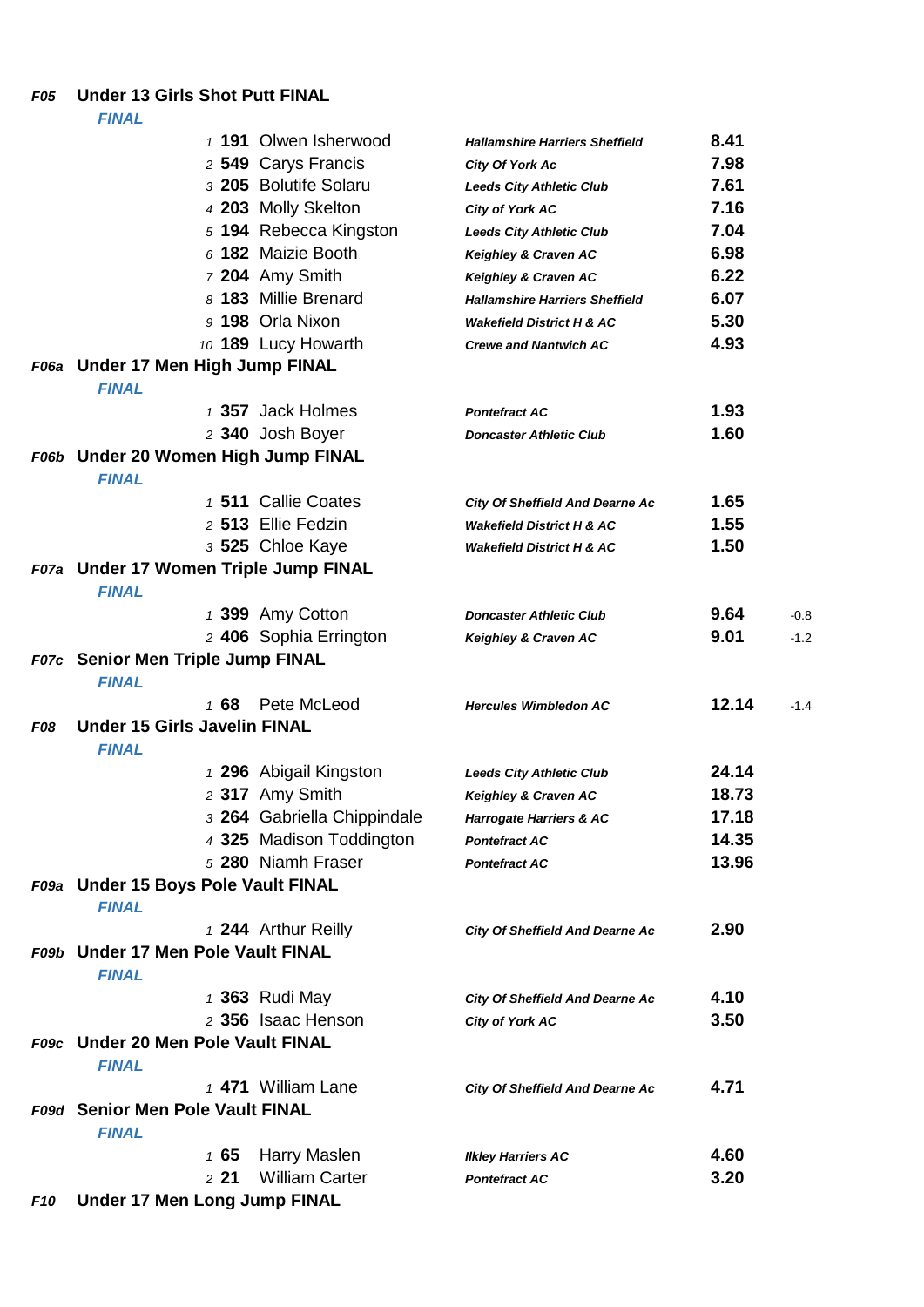## F05 Under 13 Girls Shot Putt FINAL

*FINAL*

| Pos | No. | Name | Club | Result |
|---|---|---|---|---|
| 1 | 191 | Olwen Isherwood | Hallamshire Harriers Sheffield | 8.41 |
| 2 | 549 | Carys Francis | City Of York Ac | 7.98 |
| 3 | 205 | Bolutife Solaru | Leeds City Athletic Club | 7.61 |
| 4 | 203 | Molly Skelton | City of York AC | 7.16 |
| 5 | 194 | Rebecca Kingston | Leeds City Athletic Club | 7.04 |
| 6 | 182 | Maizie Booth | Keighley & Craven AC | 6.98 |
| 7 | 204 | Amy Smith | Keighley & Craven AC | 6.22 |
| 8 | 183 | Millie Brenard | Hallamshire Harriers Sheffield | 6.07 |
| 9 | 198 | Orla Nixon | Wakefield District H & AC | 5.30 |
| 10 | 189 | Lucy Howarth | Crewe and Nantwich AC | 4.93 |

## F06a Under 17 Men High Jump FINAL

*FINAL*

| Pos | No. | Name | Club | Result |
|---|---|---|---|---|
| 1 | 357 | Jack Holmes | Pontefract AC | 1.93 |
| 2 | 340 | Josh Boyer | Doncaster Athletic Club | 1.60 |

## F06b Under 20 Women High Jump FINAL

*FINAL*

| Pos | No. | Name | Club | Result |
|---|---|---|---|---|
| 1 | 511 | Callie Coates | City Of Sheffield And Dearne Ac | 1.65 |
| 2 | 513 | Ellie Fedzin | Wakefield District H & AC | 1.55 |
| 3 | 525 | Chloe Kaye | Wakefield District H & AC | 1.50 |

## F07a Under 17 Women Triple Jump FINAL

*FINAL*

| Pos | No. | Name | Club | Result | Wind |
|---|---|---|---|---|---|
| 1 | 399 | Amy Cotton | Doncaster Athletic Club | 9.64 | -0.8 |
| 2 | 406 | Sophia Errington | Keighley & Craven AC | 9.01 | -1.2 |

## F07c Senior Men Triple Jump FINAL

*FINAL*

| Pos | No. | Name | Club | Result | Wind |
|---|---|---|---|---|---|
| 1 | 68 | Pete McLeod | Hercules Wimbledon AC | 12.14 | -1.4 |

## F08 Under 15 Girls Javelin FINAL

*FINAL*

| Pos | No. | Name | Club | Result |
|---|---|---|---|---|
| 1 | 296 | Abigail Kingston | Leeds City Athletic Club | 24.14 |
| 2 | 317 | Amy Smith | Keighley & Craven AC | 18.73 |
| 3 | 264 | Gabriella Chippindale | Harrogate Harriers & AC | 17.18 |
| 4 | 325 | Madison Toddington | Pontefract AC | 14.35 |
| 5 | 280 | Niamh Fraser | Pontefract AC | 13.96 |

## F09a Under 15 Boys Pole Vault FINAL

*FINAL*

| Pos | No. | Name | Club | Result |
|---|---|---|---|---|
| 1 | 244 | Arthur Reilly | City Of Sheffield And Dearne Ac | 2.90 |

## F09b Under 17 Men Pole Vault FINAL

*FINAL*

| Pos | No. | Name | Club | Result |
|---|---|---|---|---|
| 1 | 363 | Rudi May | City Of Sheffield And Dearne Ac | 4.10 |
| 2 | 356 | Isaac Henson | City of York AC | 3.50 |

## F09c Under 20 Men Pole Vault FINAL

*FINAL*

| Pos | No. | Name | Club | Result |
|---|---|---|---|---|
| 1 | 471 | William Lane | City Of Sheffield And Dearne Ac | 4.71 |

## F09d Senior Men Pole Vault FINAL

*FINAL*

| Pos | No. | Name | Club | Result |
|---|---|---|---|---|
| 1 | 65 | Harry Maslen | Ilkley Harriers AC | 4.60 |
| 2 | 21 | William Carter | Pontefract AC | 3.20 |

## F10 Under 17 Men Long Jump FINAL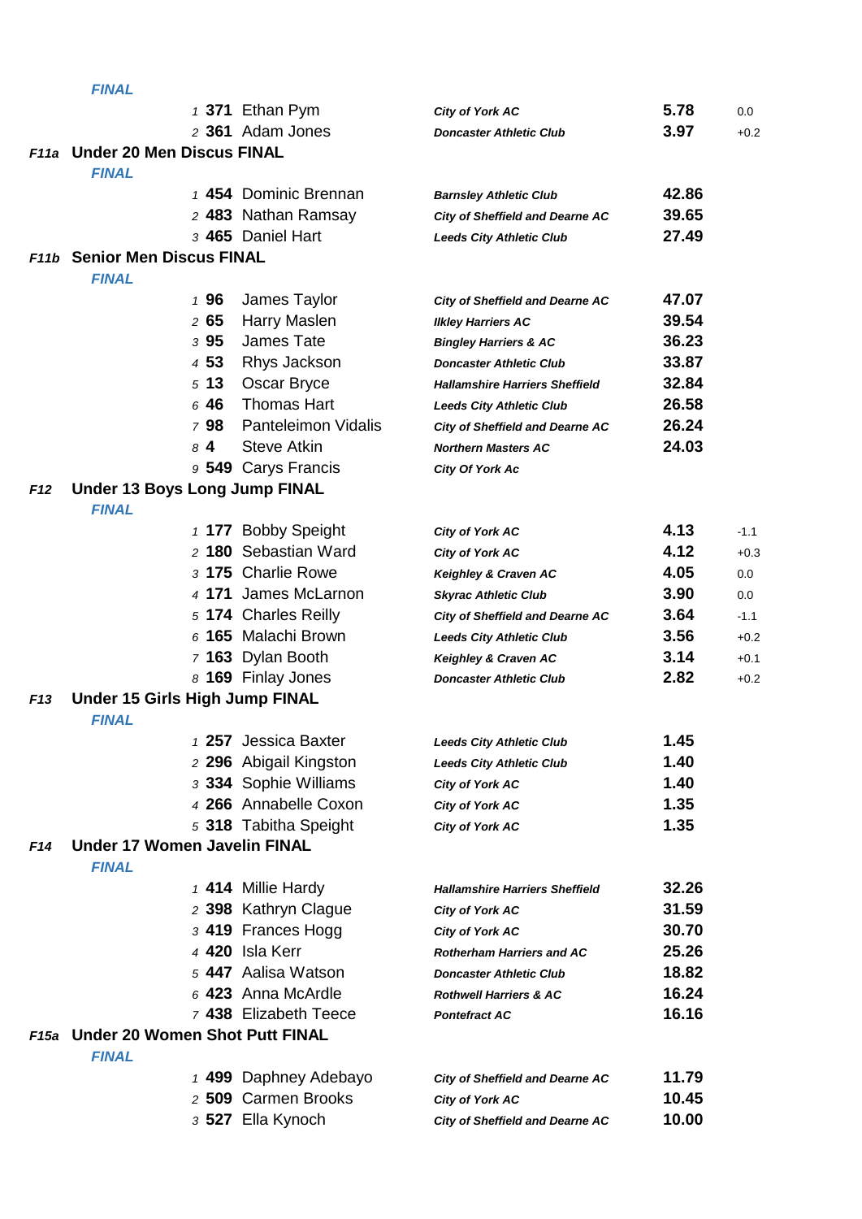*FINAL*

| Pos | No. | Name | Club | Result | Wind |
|---|---|---|---|---|---|
| 1 | **371** | Ethan Pym | ***City of York AC*** | **5.78** | 0.0 |
| 2 | **361** | Adam Jones | ***Doncaster Athletic Club*** | **3.97** | +0.2 |

## *F11a* Under 20 Men Discus FINAL

*FINAL*

| Pos | No. | Name | Club | Result |
|---|---|---|---|---|
| 1 | **454** | Dominic Brennan | ***Barnsley Athletic Club*** | **42.86** |
| 2 | **483** | Nathan Ramsay | ***City of Sheffield and Dearne AC*** | **39.65** |
| 3 | **465** | Daniel Hart | ***Leeds City Athletic Club*** | **27.49** |

## *F11b* Senior Men Discus FINAL

*FINAL*

| Pos | No. | Name | Club | Result |
|---|---|---|---|---|
| 1 | **96** | James Taylor | ***City of Sheffield and Dearne AC*** | **47.07** |
| 2 | **65** | Harry Maslen | ***Ilkley Harriers AC*** | **39.54** |
| 3 | **95** | James Tate | ***Bingley Harriers & AC*** | **36.23** |
| 4 | **53** | Rhys Jackson | ***Doncaster Athletic Club*** | **33.87** |
| 5 | **13** | Oscar Bryce | ***Hallamshire Harriers Sheffield*** | **32.84** |
| 6 | **46** | Thomas Hart | ***Leeds City Athletic Club*** | **26.58** |
| 7 | **98** | Panteleimon Vidalis | ***City of Sheffield and Dearne AC*** | **26.24** |
| 8 | **4** | Steve Atkin | ***Northern Masters AC*** | **24.03** |
| 9 | **549** | Carys Francis | ***City Of York Ac*** | |

## *F12* Under 13 Boys Long Jump FINAL

*FINAL*

| Pos | No. | Name | Club | Result | Wind |
|---|---|---|---|---|---|
| 1 | **177** | Bobby Speight | ***City of York AC*** | **4.13** | -1.1 |
| 2 | **180** | Sebastian Ward | ***City of York AC*** | **4.12** | +0.3 |
| 3 | **175** | Charlie Rowe | ***Keighley & Craven AC*** | **4.05** | 0.0 |
| 4 | **171** | James McLarnon | ***Skyrac Athletic Club*** | **3.90** | 0.0 |
| 5 | **174** | Charles Reilly | ***City of Sheffield and Dearne AC*** | **3.64** | -1.1 |
| 6 | **165** | Malachi Brown | ***Leeds City Athletic Club*** | **3.56** | +0.2 |
| 7 | **163** | Dylan Booth | ***Keighley & Craven AC*** | **3.14** | +0.1 |
| 8 | **169** | Finlay Jones | ***Doncaster Athletic Club*** | **2.82** | +0.2 |

## *F13* Under 15 Girls High Jump FINAL

*FINAL*

| Pos | No. | Name | Club | Result |
|---|---|---|---|---|
| 1 | **257** | Jessica Baxter | ***Leeds City Athletic Club*** | **1.45** |
| 2 | **296** | Abigail Kingston | ***Leeds City Athletic Club*** | **1.40** |
| 3 | **334** | Sophie Williams | ***City of York AC*** | **1.40** |
| 4 | **266** | Annabelle Coxon | ***City of York AC*** | **1.35** |
| 5 | **318** | Tabitha Speight | ***City of York AC*** | **1.35** |

## *F14* Under 17 Women Javelin FINAL

*FINAL*

| Pos | No. | Name | Club | Result |
|---|---|---|---|---|
| 1 | **414** | Millie Hardy | ***Hallamshire Harriers Sheffield*** | **32.26** |
| 2 | **398** | Kathryn Clague | ***City of York AC*** | **31.59** |
| 3 | **419** | Frances Hogg | ***City of York AC*** | **30.70** |
| 4 | **420** | Isla Kerr | ***Rotherham Harriers and AC*** | **25.26** |
| 5 | **447** | Aalisa Watson | ***Doncaster Athletic Club*** | **18.82** |
| 6 | **423** | Anna McArdle | ***Rothwell Harriers & AC*** | **16.24** |
| 7 | **438** | Elizabeth Teece | ***Pontefract AC*** | **16.16** |

## *F15a* Under 20 Women Shot Putt FINAL

*FINAL*

| Pos | No. | Name | Club | Result |
|---|---|---|---|---|
| 1 | **499** | Daphney Adebayo | ***City of Sheffield and Dearne AC*** | **11.79** |
| 2 | **509** | Carmen Brooks | ***City of York AC*** | **10.45** |
| 3 | **527** | Ella Kynoch | ***City of Sheffield and Dearne AC*** | **10.00** |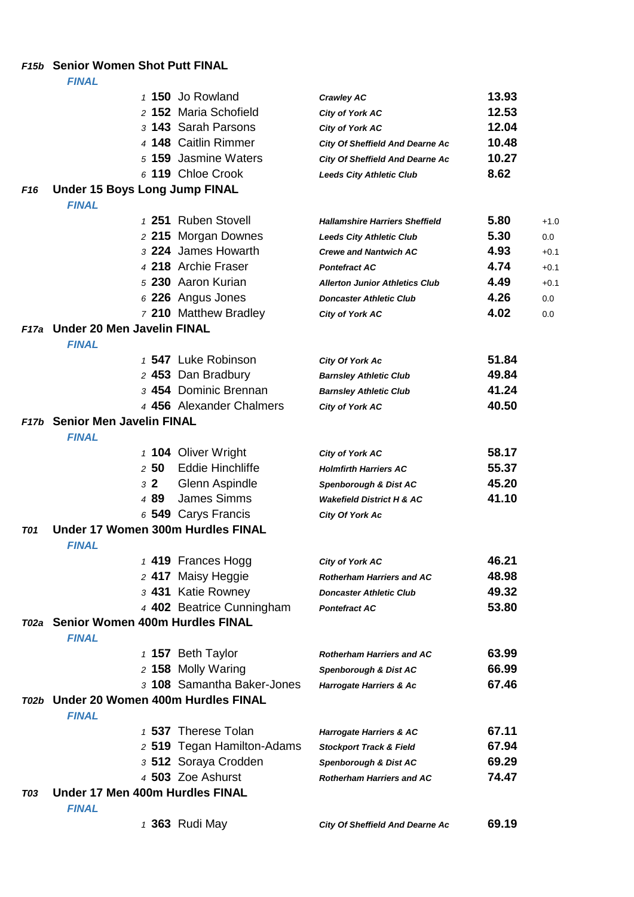## F15b Senior Women Shot Putt FINAL

*FINAL*

| Pos | No. | Name | Club | Result |
|---|---|---|---|---|
| 1 | **150** | Jo Rowland | *Crawley AC* | **13.93** |
| 2 | **152** | Maria Schofield | *City of York AC* | **12.53** |
| 3 | **143** | Sarah Parsons | *City of York AC* | **12.04** |
| 4 | **148** | Caitlin Rimmer | *City Of Sheffield And Dearne Ac* | **10.48** |
| 5 | **159** | Jasmine Waters | *City Of Sheffield And Dearne Ac* | **10.27** |
| 6 | **119** | Chloe Crook | *Leeds City Athletic Club* | **8.62** |

## F16 Under 15 Boys Long Jump FINAL

*FINAL*

| Pos | No. | Name | Club | Result | Wind |
|---|---|---|---|---|---|
| 1 | **251** | Ruben Stovell | *Hallamshire Harriers Sheffield* | **5.80** | +1.0 |
| 2 | **215** | Morgan Downes | *Leeds City Athletic Club* | **5.30** | 0.0 |
| 3 | **224** | James Howarth | *Crewe and Nantwich AC* | **4.93** | +0.1 |
| 4 | **218** | Archie Fraser | *Pontefract AC* | **4.74** | +0.1 |
| 5 | **230** | Aaron Kurian | *Allerton Junior Athletics Club* | **4.49** | +0.1 |
| 6 | **226** | Angus Jones | *Doncaster Athletic Club* | **4.26** | 0.0 |
| 7 | **210** | Matthew Bradley | *City of York AC* | **4.02** | 0.0 |

## F17a Under 20 Men Javelin FINAL

*FINAL*

| Pos | No. | Name | Club | Result |
|---|---|---|---|---|
| 1 | **547** | Luke Robinson | *City Of York Ac* | **51.84** |
| 2 | **453** | Dan Bradbury | *Barnsley Athletic Club* | **49.84** |
| 3 | **454** | Dominic Brennan | *Barnsley Athletic Club* | **41.24** |
| 4 | **456** | Alexander Chalmers | *City of York AC* | **40.50** |

## F17b Senior Men Javelin FINAL

*FINAL*

| Pos | No. | Name | Club | Result |
|---|---|---|---|---|
| 1 | **104** | Oliver Wright | *City of York AC* | **58.17** |
| 2 | **50** | Eddie Hinchliffe | *Holmfirth Harriers AC* | **55.37** |
| 3 | **2** | Glenn Aspindle | *Spenborough & Dist AC* | **45.20** |
| 4 | **89** | James Simms | *Wakefield District H & AC* | **41.10** |
| 6 | **549** | Carys Francis | *City Of York Ac* | |

## T01 Under 17 Women 300m Hurdles FINAL

*FINAL*

| Pos | No. | Name | Club | Result |
|---|---|---|---|---|
| 1 | **419** | Frances Hogg | *City of York AC* | **46.21** |
| 2 | **417** | Maisy Heggie | *Rotherham Harriers and AC* | **48.98** |
| 3 | **431** | Katie Rowney | *Doncaster Athletic Club* | **49.32** |
| 4 | **402** | Beatrice Cunningham | *Pontefract AC* | **53.80** |

## T02a Senior Women 400m Hurdles FINAL

*FINAL*

| Pos | No. | Name | Club | Result |
|---|---|---|---|---|
| 1 | **157** | Beth Taylor | *Rotherham Harriers and AC* | **63.99** |
| 2 | **158** | Molly Waring | *Spenborough & Dist AC* | **66.99** |
| 3 | **108** | Samantha Baker-Jones | *Harrogate Harriers & Ac* | **67.46** |

## T02b Under 20 Women 400m Hurdles FINAL

*FINAL*

| Pos | No. | Name | Club | Result |
|---|---|---|---|---|
| 1 | **537** | Therese Tolan | *Harrogate Harriers & AC* | **67.11** |
| 2 | **519** | Tegan Hamilton-Adams | *Stockport Track & Field* | **67.94** |
| 3 | **512** | Soraya Crodden | *Spenborough & Dist AC* | **69.29** |
| 4 | **503** | Zoe Ashurst | *Rotherham Harriers and AC* | **74.47** |

## T03 Under 17 Men 400m Hurdles FINAL

*FINAL*

| Pos | No. | Name | Club | Result |
|---|---|---|---|---|
| 1 | **363** | Rudi May | *City Of Sheffield And Dearne Ac* | **69.19** |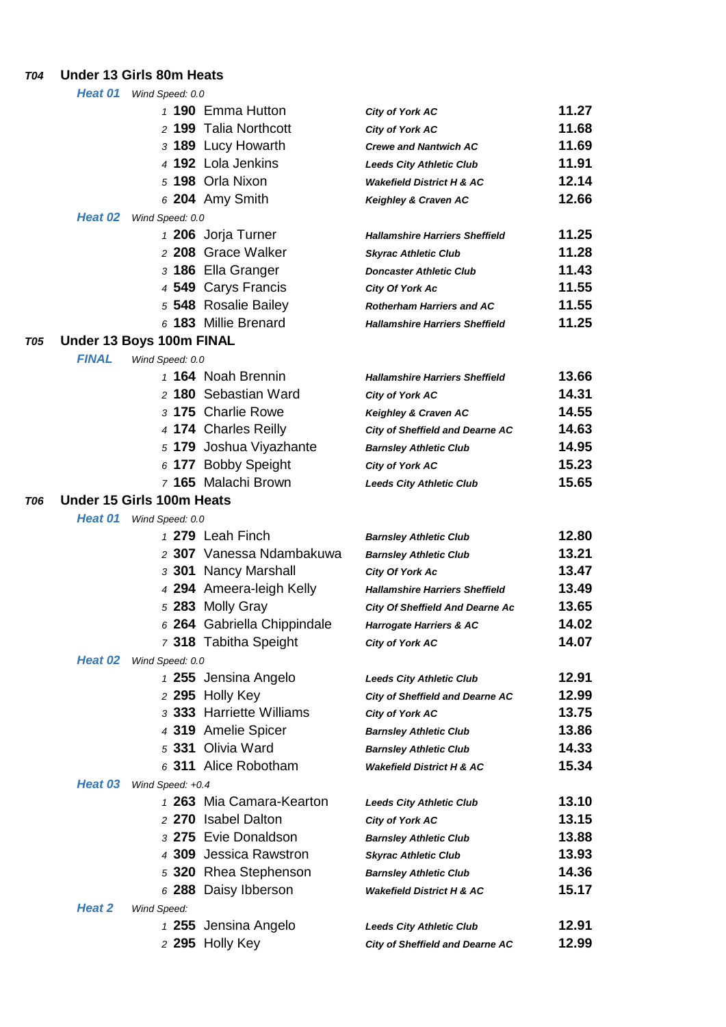## T04 Under 13 Girls 80m Heats

**Heat 01** *Wind Speed: 0.0*

| Pos | No | Name | Club | Time |
|---|---|---|---|---|
| 1 | 190 | Emma Hutton | City of York AC | 11.27 |
| 2 | 199 | Talia Northcott | City of York AC | 11.68 |
| 3 | 189 | Lucy Howarth | Crewe and Nantwich AC | 11.69 |
| 4 | 192 | Lola Jenkins | Leeds City Athletic Club | 11.91 |
| 5 | 198 | Orla Nixon | Wakefield District H & AC | 12.14 |
| 6 | 204 | Amy Smith | Keighley & Craven AC | 12.66 |

**Heat 02** *Wind Speed: 0.0*

| Pos | No | Name | Club | Time |
|---|---|---|---|---|
| 1 | 206 | Jorja Turner | Hallamshire Harriers Sheffield | 11.25 |
| 2 | 208 | Grace Walker | Skyrac Athletic Club | 11.28 |
| 3 | 186 | Ella Granger | Doncaster Athletic Club | 11.43 |
| 4 | 549 | Carys Francis | City Of York Ac | 11.55 |
| 5 | 548 | Rosalie Bailey | Rotherham Harriers and AC | 11.55 |
| 6 | 183 | Millie Brenard | Hallamshire Harriers Sheffield | 11.25 |

## T05 Under 13 Boys 100m FINAL

**FINAL** *Wind Speed: 0.0*

| Pos | No | Name | Club | Time |
|---|---|---|---|---|
| 1 | 164 | Noah Brennin | Hallamshire Harriers Sheffield | 13.66 |
| 2 | 180 | Sebastian Ward | City of York AC | 14.31 |
| 3 | 175 | Charlie Rowe | Keighley & Craven AC | 14.55 |
| 4 | 174 | Charles Reilly | City of Sheffield and Dearne AC | 14.63 |
| 5 | 179 | Joshua Viyazhante | Barnsley Athletic Club | 14.95 |
| 6 | 177 | Bobby Speight | City of York AC | 15.23 |
| 7 | 165 | Malachi Brown | Leeds City Athletic Club | 15.65 |

## T06 Under 15 Girls 100m Heats

**Heat 01** *Wind Speed: 0.0*

| Pos | No | Name | Club | Time |
|---|---|---|---|---|
| 1 | 279 | Leah Finch | Barnsley Athletic Club | 12.80 |
| 2 | 307 | Vanessa Ndambakuwa | Barnsley Athletic Club | 13.21 |
| 3 | 301 | Nancy Marshall | City Of York Ac | 13.47 |
| 4 | 294 | Ameera-leigh Kelly | Hallamshire Harriers Sheffield | 13.49 |
| 5 | 283 | Molly Gray | City Of Sheffield And Dearne Ac | 13.65 |
| 6 | 264 | Gabriella Chippindale | Harrogate Harriers & AC | 14.02 |
| 7 | 318 | Tabitha Speight | City of York AC | 14.07 |

**Heat 02** *Wind Speed: 0.0*

| Pos | No | Name | Club | Time |
|---|---|---|---|---|
| 1 | 255 | Jensina Angelo | Leeds City Athletic Club | 12.91 |
| 2 | 295 | Holly Key | City of Sheffield and Dearne AC | 12.99 |
| 3 | 333 | Harriette Williams | City of York AC | 13.75 |
| 4 | 319 | Amelie Spicer | Barnsley Athletic Club | 13.86 |
| 5 | 331 | Olivia Ward | Barnsley Athletic Club | 14.33 |
| 6 | 311 | Alice Robotham | Wakefield District H & AC | 15.34 |

**Heat 03** *Wind Speed: +0.4*

| Pos | No | Name | Club | Time |
|---|---|---|---|---|
| 1 | 263 | Mia Camara-Kearton | Leeds City Athletic Club | 13.10 |
| 2 | 270 | Isabel Dalton | City of York AC | 13.15 |
| 3 | 275 | Evie Donaldson | Barnsley Athletic Club | 13.88 |
| 4 | 309 | Jessica Rawstron | Skyrac Athletic Club | 13.93 |
| 5 | 320 | Rhea Stephenson | Barnsley Athletic Club | 14.36 |
| 6 | 288 | Daisy Ibberson | Wakefield District H & AC | 15.17 |

**Heat 2** *Wind Speed:*

| Pos | No | Name | Club | Time |
|---|---|---|---|---|
| 1 | 255 | Jensina Angelo | Leeds City Athletic Club | 12.91 |
| 2 | 295 | Holly Key | City of Sheffield and Dearne AC | 12.99 |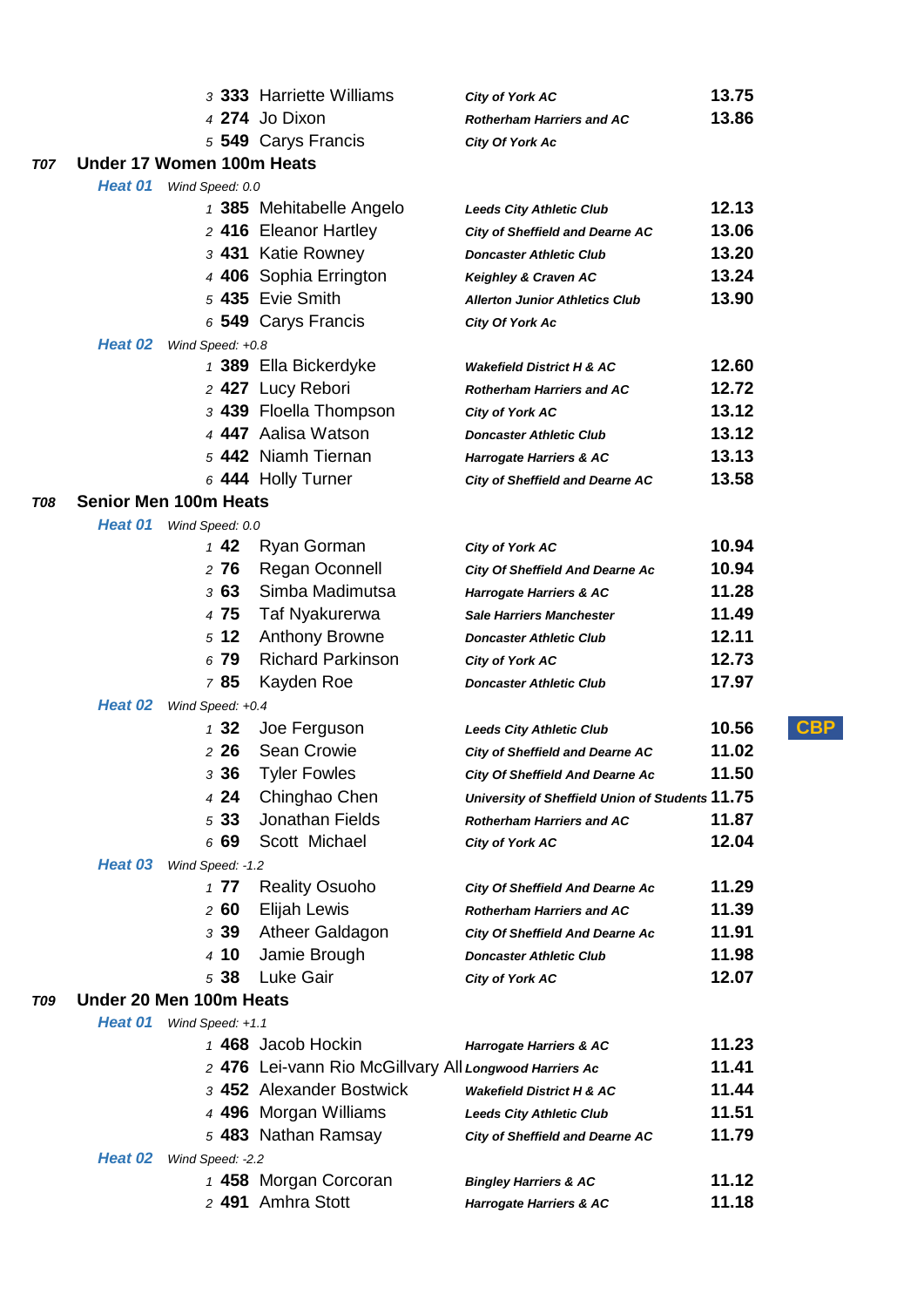| Pos | No | Name | Club | Time | |
|---|---|---|---|---|---|
| 3 | 333 | Harriette Williams | City of York AC | 13.75 | |
| 4 | 274 | Jo Dixon | Rotherham Harriers and AC | 13.86 | |
| 5 | 549 | Carys Francis | City Of York Ac | | |

## T07 Under 17 Women 100m Heats

**Heat 01** *Wind Speed: 0.0*

| Pos | No | Name | Club | Time | |
|---|---|---|---|---|---|
| 1 | 385 | Mehitabelle Angelo | Leeds City Athletic Club | 12.13 | |
| 2 | 416 | Eleanor Hartley | City of Sheffield and Dearne AC | 13.06 | |
| 3 | 431 | Katie Rowney | Doncaster Athletic Club | 13.20 | |
| 4 | 406 | Sophia Errington | Keighley & Craven AC | 13.24 | |
| 5 | 435 | Evie Smith | Allerton Junior Athletics Club | 13.90 | |
| 6 | 549 | Carys Francis | City Of York Ac | | |

**Heat 02** *Wind Speed: +0.8*

| Pos | No | Name | Club | Time | |
|---|---|---|---|---|---|
| 1 | 389 | Ella Bickerdyke | Wakefield District H & AC | 12.60 | |
| 2 | 427 | Lucy Rebori | Rotherham Harriers and AC | 12.72 | |
| 3 | 439 | Floella Thompson | City of York AC | 13.12 | |
| 4 | 447 | Aalisa Watson | Doncaster Athletic Club | 13.12 | |
| 5 | 442 | Niamh Tiernan | Harrogate Harriers & AC | 13.13 | |
| 6 | 444 | Holly Turner | City of Sheffield and Dearne AC | 13.58 | |

## T08 Senior Men 100m Heats

**Heat 01** *Wind Speed: 0.0*

| Pos | No | Name | Club | Time | |
|---|---|---|---|---|---|
| 1 | 42 | Ryan Gorman | City of York AC | 10.94 | |
| 2 | 76 | Regan Oconnell | City Of Sheffield And Dearne Ac | 10.94 | |
| 3 | 63 | Simba Madimutsa | Harrogate Harriers & AC | 11.28 | |
| 4 | 75 | Taf Nyakurerwa | Sale Harriers Manchester | 11.49 | |
| 5 | 12 | Anthony Browne | Doncaster Athletic Club | 12.11 | |
| 6 | 79 | Richard Parkinson | City of York AC | 12.73 | |
| 7 | 85 | Kayden Roe | Doncaster Athletic Club | 17.97 | |

**Heat 02** *Wind Speed: +0.4*

| Pos | No | Name | Club | Time | |
|---|---|---|---|---|---|
| 1 | 32 | Joe Ferguson | Leeds City Athletic Club | 10.56 | CBP |
| 2 | 26 | Sean Crowie | City of Sheffield and Dearne AC | 11.02 | |
| 3 | 36 | Tyler Fowles | City Of Sheffield And Dearne Ac | 11.50 | |
| 4 | 24 | Chinghao Chen | University of Sheffield Union of Students | 11.75 | |
| 5 | 33 | Jonathan Fields | Rotherham Harriers and AC | 11.87 | |
| 6 | 69 | Scott Michael | City of York AC | 12.04 | |

**Heat 03** *Wind Speed: -1.2*

| Pos | No | Name | Club | Time | |
|---|---|---|---|---|---|
| 1 | 77 | Reality Osuoho | City Of Sheffield And Dearne Ac | 11.29 | |
| 2 | 60 | Elijah Lewis | Rotherham Harriers and AC | 11.39 | |
| 3 | 39 | Atheer Galdagon | City Of Sheffield And Dearne Ac | 11.91 | |
| 4 | 10 | Jamie Brough | Doncaster Athletic Club | 11.98 | |
| 5 | 38 | Luke Gair | City of York AC | 12.07 | |

## T09 Under 20 Men 100m Heats

**Heat 01** *Wind Speed: +1.1*

| Pos | No | Name | Club | Time | |
|---|---|---|---|---|---|
| 1 | 468 | Jacob Hockin | Harrogate Harriers & AC | 11.23 | |
| 2 | 476 | Lei-vann Rio McGillvary All | Longwood Harriers Ac | 11.41 | |
| 3 | 452 | Alexander Bostwick | Wakefield District H & AC | 11.44 | |
| 4 | 496 | Morgan Williams | Leeds City Athletic Club | 11.51 | |
| 5 | 483 | Nathan Ramsay | City of Sheffield and Dearne AC | 11.79 | |

**Heat 02** *Wind Speed: -2.2*

| Pos | No | Name | Club | Time | |
|---|---|---|---|---|---|
| 1 | 458 | Morgan Corcoran | Bingley Harriers & AC | 11.12 | |
| 2 | 491 | Amhra Stott | Harrogate Harriers & AC | 11.18 | |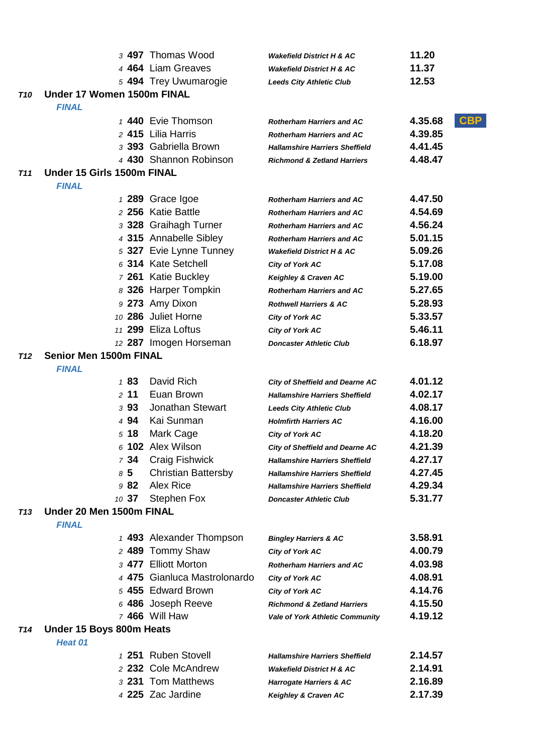| Pos | No. | Name | Club | Time | |
|---|---|---|---|---|---|
| 3 | 497 | Thomas Wood | Wakefield District H & AC | 11.20 | |
| 4 | 464 | Liam Greaves | Wakefield District H & AC | 11.37 | |
| 5 | 494 | Trey Uwumarogie | Leeds City Athletic Club | 12.53 | |

**T10** **Under 17 Women 1500m FINAL**

*FINAL*

| Pos | No. | Name | Club | Time | |
|---|---|---|---|---|---|
| 1 | 440 | Evie Thomson | Rotherham Harriers and AC | 4.35.68 | CBP |
| 2 | 415 | Lilia Harris | Rotherham Harriers and AC | 4.39.85 | |
| 3 | 393 | Gabriella Brown | Hallamshire Harriers Sheffield | 4.41.45 | |
| 4 | 430 | Shannon Robinson | Richmond & Zetland Harriers | 4.48.47 | |

**T11** **Under 15 Girls 1500m FINAL**

*FINAL*

| Pos | No. | Name | Club | Time |
|---|---|---|---|---|
| 1 | 289 | Grace Igoe | Rotherham Harriers and AC | 4.47.50 |
| 2 | 256 | Katie Battle | Rotherham Harriers and AC | 4.54.69 |
| 3 | 328 | Graihagh Turner | Rotherham Harriers and AC | 4.56.24 |
| 4 | 315 | Annabelle Sibley | Rotherham Harriers and AC | 5.01.15 |
| 5 | 327 | Evie Lynne Tunney | Wakefield District H & AC | 5.09.26 |
| 6 | 314 | Kate Setchell | City of York AC | 5.17.08 |
| 7 | 261 | Katie Buckley | Keighley & Craven AC | 5.19.00 |
| 8 | 326 | Harper Tompkin | Rotherham Harriers and AC | 5.27.65 |
| 9 | 273 | Amy Dixon | Rothwell Harriers & AC | 5.28.93 |
| 10 | 286 | Juliet Horne | City of York AC | 5.33.57 |
| 11 | 299 | Eliza Loftus | City of York AC | 5.46.11 |
| 12 | 287 | Imogen Horseman | Doncaster Athletic Club | 6.18.97 |

**T12** **Senior Men 1500m FINAL**

*FINAL*

| Pos | No. | Name | Club | Time |
|---|---|---|---|---|
| 1 | 83 | David Rich | City of Sheffield and Dearne AC | 4.01.12 |
| 2 | 11 | Euan Brown | Hallamshire Harriers Sheffield | 4.02.17 |
| 3 | 93 | Jonathan Stewart | Leeds City Athletic Club | 4.08.17 |
| 4 | 94 | Kai Sunman | Holmfirth Harriers AC | 4.16.00 |
| 5 | 18 | Mark Cage | City of York AC | 4.18.20 |
| 6 | 102 | Alex Wilson | City of Sheffield and Dearne AC | 4.21.39 |
| 7 | 34 | Craig Fishwick | Hallamshire Harriers Sheffield | 4.27.17 |
| 8 | 5 | Christian Battersby | Hallamshire Harriers Sheffield | 4.27.45 |
| 9 | 82 | Alex Rice | Hallamshire Harriers Sheffield | 4.29.34 |
| 10 | 37 | Stephen Fox | Doncaster Athletic Club | 5.31.77 |

**T13** **Under 20 Men 1500m FINAL**

*FINAL*

| Pos | No. | Name | Club | Time |
|---|---|---|---|---|
| 1 | 493 | Alexander Thompson | Bingley Harriers & AC | 3.58.91 |
| 2 | 489 | Tommy Shaw | City of York AC | 4.00.79 |
| 3 | 477 | Elliott Morton | Rotherham Harriers and AC | 4.03.98 |
| 4 | 475 | Gianluca Mastrolonardo | City of York AC | 4.08.91 |
| 5 | 455 | Edward Brown | City of York AC | 4.14.76 |
| 6 | 486 | Joseph Reeve | Richmond & Zetland Harriers | 4.15.50 |
| 7 | 466 | Will Haw | Vale of York Athletic Community | 4.19.12 |

**T14** **Under 15 Boys 800m Heats**

*Heat 01*

| Pos | No. | Name | Club | Time |
|---|---|---|---|---|
| 1 | 251 | Ruben Stovell | Hallamshire Harriers Sheffield | 2.14.57 |
| 2 | 232 | Cole McAndrew | Wakefield District H & AC | 2.14.91 |
| 3 | 231 | Tom Matthews | Harrogate Harriers & AC | 2.16.89 |
| 4 | 225 | Zac Jardine | Keighley & Craven AC | 2.17.39 |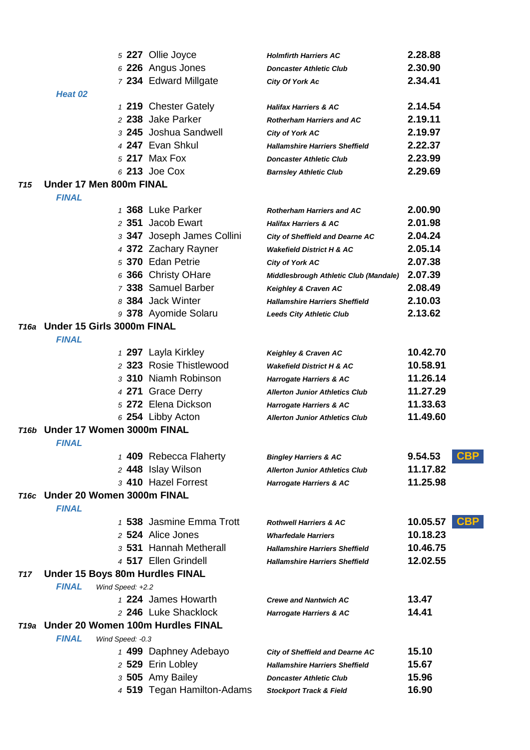| Pos | No | Name | Club | Time | |
|---|---|---|---|---|---|
| 5 | 227 | Ollie Joyce | Holmfirth Harriers AC | 2.28.88 | |
| 6 | 226 | Angus Jones | Doncaster Athletic Club | 2.30.90 | |
| 7 | 234 | Edward Millgate | City Of York Ac | 2.34.41 | |

*Heat 02*

| Pos | No | Name | Club | Time | |
|---|---|---|---|---|---|
| 1 | 219 | Chester Gately | Halifax Harriers & AC | 2.14.54 | |
| 2 | 238 | Jake Parker | Rotherham Harriers and AC | 2.19.11 | |
| 3 | 245 | Joshua Sandwell | City of York AC | 2.19.97 | |
| 4 | 247 | Evan Shkul | Hallamshire Harriers Sheffield | 2.22.37 | |
| 5 | 217 | Max Fox | Doncaster Athletic Club | 2.23.99 | |
| 6 | 213 | Joe Cox | Barnsley Athletic Club | 2.29.69 | |

## T15 Under 17 Men 800m FINAL

*FINAL*

| Pos | No | Name | Club | Time | |
|---|---|---|---|---|---|
| 1 | 368 | Luke Parker | Rotherham Harriers and AC | 2.00.90 | |
| 2 | 351 | Jacob Ewart | Halifax Harriers & AC | 2.01.98 | |
| 3 | 347 | Joseph James Collini | City of Sheffield and Dearne AC | 2.04.24 | |
| 4 | 372 | Zachary Rayner | Wakefield District H & AC | 2.05.14 | |
| 5 | 370 | Edan Petrie | City of York AC | 2.07.38 | |
| 6 | 366 | Christy OHare | Middlesbrough Athletic Club (Mandale) | 2.07.39 | |
| 7 | 338 | Samuel Barber | Keighley & Craven AC | 2.08.49 | |
| 8 | 384 | Jack Winter | Hallamshire Harriers Sheffield | 2.10.03 | |
| 9 | 378 | Ayomide Solaru | Leeds City Athletic Club | 2.13.62 | |

## T16a Under 15 Girls 3000m FINAL

*FINAL*

| Pos | No | Name | Club | Time | |
|---|---|---|---|---|---|
| 1 | 297 | Layla Kirkley | Keighley & Craven AC | 10.42.70 | |
| 2 | 323 | Rosie Thistlewood | Wakefield District H & AC | 10.58.91 | |
| 3 | 310 | Niamh Robinson | Harrogate Harriers & AC | 11.26.14 | |
| 4 | 271 | Grace Derry | Allerton Junior Athletics Club | 11.27.29 | |
| 5 | 272 | Elena Dickson | Harrogate Harriers & AC | 11.33.63 | |
| 6 | 254 | Libby Acton | Allerton Junior Athletics Club | 11.49.60 | |

## T16b Under 17 Women 3000m FINAL

*FINAL*

| Pos | No | Name | Club | Time | |
|---|---|---|---|---|---|
| 1 | 409 | Rebecca Flaherty | Bingley Harriers & AC | 9.54.53 | CBP |
| 2 | 448 | Islay Wilson | Allerton Junior Athletics Club | 11.17.82 | |
| 3 | 410 | Hazel Forrest | Harrogate Harriers & AC | 11.25.98 | |

## T16c Under 20 Women 3000m FINAL

*FINAL*

| Pos | No | Name | Club | Time | |
|---|---|---|---|---|---|
| 1 | 538 | Jasmine Emma Trott | Rothwell Harriers & AC | 10.05.57 | CBP |
| 2 | 524 | Alice Jones | Wharfedale Harriers | 10.18.23 | |
| 3 | 531 | Hannah Metherall | Hallamshire Harriers Sheffield | 10.46.75 | |
| 4 | 517 | Ellen Grindell | Hallamshire Harriers Sheffield | 12.02.55 | |

## T17 Under 15 Boys 80m Hurdles FINAL

*FINAL* Wind Speed: +2.2

| Pos | No | Name | Club | Time | |
|---|---|---|---|---|---|
| 1 | 224 | James Howarth | Crewe and Nantwich AC | 13.47 | |
| 2 | 246 | Luke Shacklock | Harrogate Harriers & AC | 14.41 | |

## T19a Under 20 Women 100m Hurdles FINAL

*FINAL* Wind Speed: -0.3

| Pos | No | Name | Club | Time | |
|---|---|---|---|---|---|
| 1 | 499 | Daphney Adebayo | City of Sheffield and Dearne AC | 15.10 | |
| 2 | 529 | Erin Lobley | Hallamshire Harriers Sheffield | 15.67 | |
| 3 | 505 | Amy Bailey | Doncaster Athletic Club | 15.96 | |
| 4 | 519 | Tegan Hamilton-Adams | Stockport Track & Field | 16.90 | |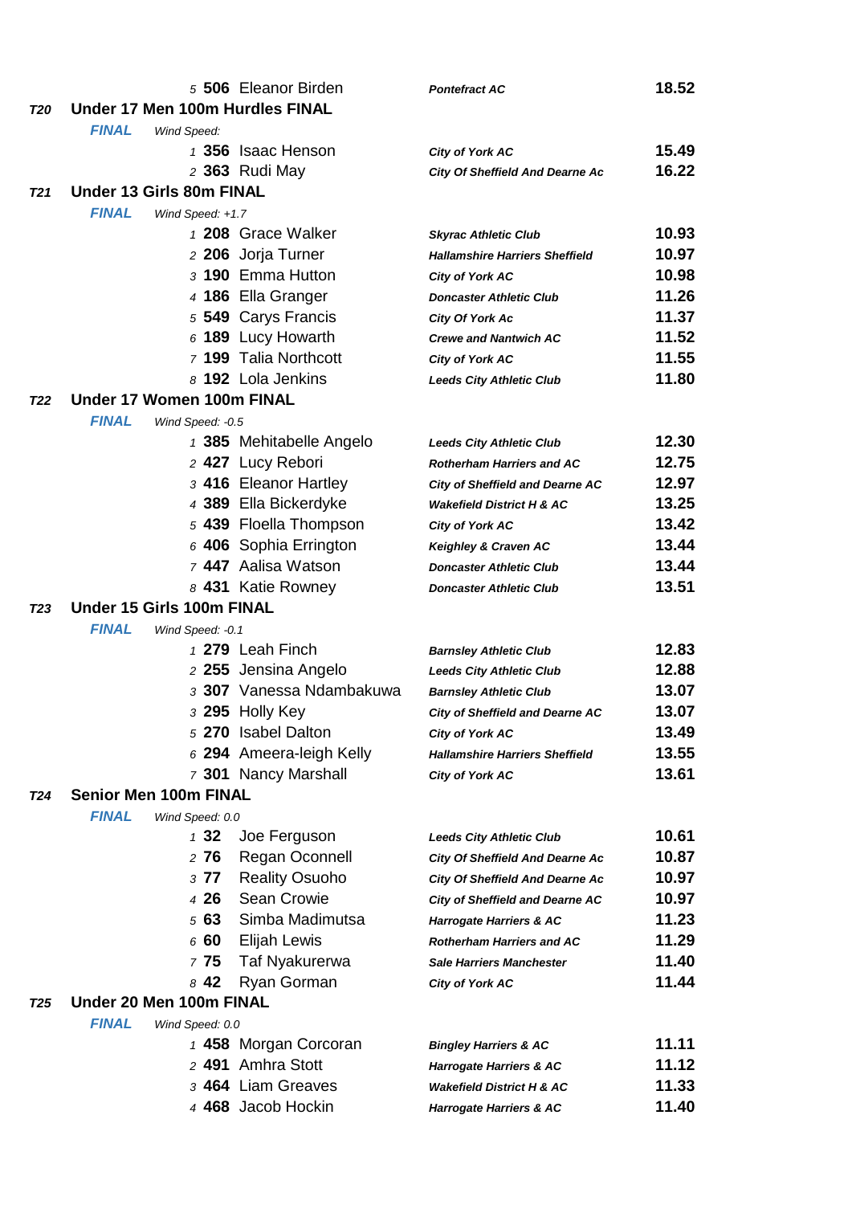| | | | | |
|---|---|---|---|---|
| 5 | 506 | Eleanor Birden | Pontefract AC | 18.52 |

## T20 Under 17 Men 100m Hurdles FINAL

**FINAL** *Wind Speed:*

| Pos | No. | Name | Club | Time |
|---|---|---|---|---|
| 1 | 356 | Isaac Henson | City of York AC | 15.49 |
| 2 | 363 | Rudi May | City Of Sheffield And Dearne Ac | 16.22 |

## T21 Under 13 Girls 80m FINAL

**FINAL** *Wind Speed: +1.7*

| Pos | No. | Name | Club | Time |
|---|---|---|---|---|
| 1 | 208 | Grace Walker | Skyrac Athletic Club | 10.93 |
| 2 | 206 | Jorja Turner | Hallamshire Harriers Sheffield | 10.97 |
| 3 | 190 | Emma Hutton | City of York AC | 10.98 |
| 4 | 186 | Ella Granger | Doncaster Athletic Club | 11.26 |
| 5 | 549 | Carys Francis | City Of York Ac | 11.37 |
| 6 | 189 | Lucy Howarth | Crewe and Nantwich AC | 11.52 |
| 7 | 199 | Talia Northcott | City of York AC | 11.55 |
| 8 | 192 | Lola Jenkins | Leeds City Athletic Club | 11.80 |

## T22 Under 17 Women 100m FINAL

**FINAL** *Wind Speed: -0.5*

| Pos | No. | Name | Club | Time |
|---|---|---|---|---|
| 1 | 385 | Mehitabelle Angelo | Leeds City Athletic Club | 12.30 |
| 2 | 427 | Lucy Rebori | Rotherham Harriers and AC | 12.75 |
| 3 | 416 | Eleanor Hartley | City of Sheffield and Dearne AC | 12.97 |
| 4 | 389 | Ella Bickerdyke | Wakefield District H & AC | 13.25 |
| 5 | 439 | Floella Thompson | City of York AC | 13.42 |
| 6 | 406 | Sophia Errington | Keighley & Craven AC | 13.44 |
| 7 | 447 | Aalisa Watson | Doncaster Athletic Club | 13.44 |
| 8 | 431 | Katie Rowney | Doncaster Athletic Club | 13.51 |

## T23 Under 15 Girls 100m FINAL

**FINAL** *Wind Speed: -0.1*

| Pos | No. | Name | Club | Time |
|---|---|---|---|---|
| 1 | 279 | Leah Finch | Barnsley Athletic Club | 12.83 |
| 2 | 255 | Jensina Angelo | Leeds City Athletic Club | 12.88 |
| 3 | 307 | Vanessa Ndambakuwa | Barnsley Athletic Club | 13.07 |
| 3 | 295 | Holly Key | City of Sheffield and Dearne AC | 13.07 |
| 5 | 270 | Isabel Dalton | City of York AC | 13.49 |
| 6 | 294 | Ameera-leigh Kelly | Hallamshire Harriers Sheffield | 13.55 |
| 7 | 301 | Nancy Marshall | City of York AC | 13.61 |

## T24 Senior Men 100m FINAL

**FINAL** *Wind Speed: 0.0*

| Pos | No. | Name | Club | Time |
|---|---|---|---|---|
| 1 | 32 | Joe Ferguson | Leeds City Athletic Club | 10.61 |
| 2 | 76 | Regan Oconnell | City Of Sheffield And Dearne Ac | 10.87 |
| 3 | 77 | Reality Osuoho | City Of Sheffield And Dearne Ac | 10.97 |
| 4 | 26 | Sean Crowie | City of Sheffield and Dearne AC | 10.97 |
| 5 | 63 | Simba Madimutsa | Harrogate Harriers & AC | 11.23 |
| 6 | 60 | Elijah Lewis | Rotherham Harriers and AC | 11.29 |
| 7 | 75 | Taf Nyakurerwa | Sale Harriers Manchester | 11.40 |
| 8 | 42 | Ryan Gorman | City of York AC | 11.44 |

## T25 Under 20 Men 100m FINAL

**FINAL** *Wind Speed: 0.0*

| Pos | No. | Name | Club | Time |
|---|---|---|---|---|
| 1 | 458 | Morgan Corcoran | Bingley Harriers & AC | 11.11 |
| 2 | 491 | Amhra Stott | Harrogate Harriers & AC | 11.12 |
| 3 | 464 | Liam Greaves | Wakefield District H & AC | 11.33 |
| 4 | 468 | Jacob Hockin | Harrogate Harriers & AC | 11.40 |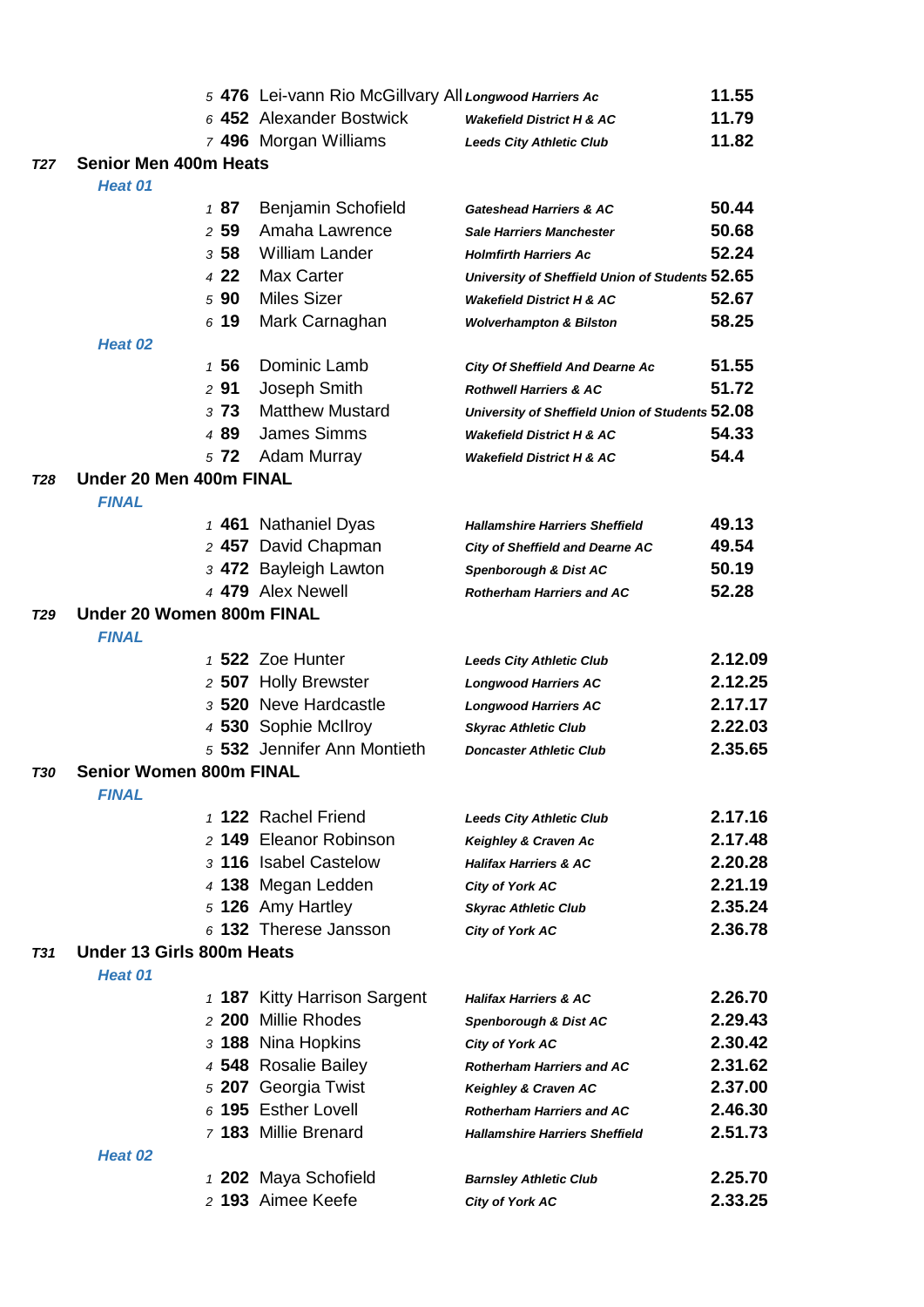| | | | |
|---|---|---|---|
| 5 | **476** | Lei-vann Rio McGillvary All | *Longwood Harriers Ac* | **11.55** |
| 6 | **452** | Alexander Bostwick | *Wakefield District H & AC* | **11.79** |
| 7 | **496** | Morgan Williams | *Leeds City Athletic Club* | **11.82** |

## *T27* Senior Men 400m Heats

### *Heat 01*

| Pos | No | Name | Club | Time |
|---|---|---|---|---|
| 1 | **87** | Benjamin Schofield | *Gateshead Harriers & AC* | **50.44** |
| 2 | **59** | Amaha Lawrence | *Sale Harriers Manchester* | **50.68** |
| 3 | **58** | William Lander | *Holmfirth Harriers Ac* | **52.24** |
| 4 | **22** | Max Carter | *University of Sheffield Union of Students* | **52.65** |
| 5 | **90** | Miles Sizer | *Wakefield District H & AC* | **52.67** |
| 6 | **19** | Mark Carnaghan | *Wolverhampton & Bilston* | **58.25** |

### *Heat 02*

| Pos | No | Name | Club | Time |
|---|---|---|---|---|
| 1 | **56** | Dominic Lamb | *City Of Sheffield And Dearne Ac* | **51.55** |
| 2 | **91** | Joseph Smith | *Rothwell Harriers & AC* | **51.72** |
| 3 | **73** | Matthew Mustard | *University of Sheffield Union of Students* | **52.08** |
| 4 | **89** | James Simms | *Wakefield District H & AC* | **54.33** |
| 5 | **72** | Adam Murray | *Wakefield District H & AC* | **54.4** |

## *T28* Under 20 Men 400m FINAL

### *FINAL*

| Pos | No | Name | Club | Time |
|---|---|---|---|---|
| 1 | **461** | Nathaniel Dyas | *Hallamshire Harriers Sheffield* | **49.13** |
| 2 | **457** | David Chapman | *City of Sheffield and Dearne AC* | **49.54** |
| 3 | **472** | Bayleigh Lawton | *Spenborough & Dist AC* | **50.19** |
| 4 | **479** | Alex Newell | *Rotherham Harriers and AC* | **52.28** |

## *T29* Under 20 Women 800m FINAL

### *FINAL*

| Pos | No | Name | Club | Time |
|---|---|---|---|---|
| 1 | **522** | Zoe Hunter | *Leeds City Athletic Club* | **2.12.09** |
| 2 | **507** | Holly Brewster | *Longwood Harriers AC* | **2.12.25** |
| 3 | **520** | Neve Hardcastle | *Longwood Harriers AC* | **2.17.17** |
| 4 | **530** | Sophie McIlroy | *Skyrac Athletic Club* | **2.22.03** |
| 5 | **532** | Jennifer Ann Montieth | *Doncaster Athletic Club* | **2.35.65** |

## *T30* Senior Women 800m FINAL

### *FINAL*

| Pos | No | Name | Club | Time |
|---|---|---|---|---|
| 1 | **122** | Rachel Friend | *Leeds City Athletic Club* | **2.17.16** |
| 2 | **149** | Eleanor Robinson | *Keighley & Craven Ac* | **2.17.48** |
| 3 | **116** | Isabel Castelow | *Halifax Harriers & AC* | **2.20.28** |
| 4 | **138** | Megan Ledden | *City of York AC* | **2.21.19** |
| 5 | **126** | Amy Hartley | *Skyrac Athletic Club* | **2.35.24** |
| 6 | **132** | Therese Jansson | *City of York AC* | **2.36.78** |

## *T31* Under 13 Girls 800m Heats

### *Heat 01*

| Pos | No | Name | Club | Time |
|---|---|---|---|---|
| 1 | **187** | Kitty Harrison Sargent | *Halifax Harriers & AC* | **2.26.70** |
| 2 | **200** | Millie Rhodes | *Spenborough & Dist AC* | **2.29.43** |
| 3 | **188** | Nina Hopkins | *City of York AC* | **2.30.42** |
| 4 | **548** | Rosalie Bailey | *Rotherham Harriers and AC* | **2.31.62** |
| 5 | **207** | Georgia Twist | *Keighley & Craven AC* | **2.37.00** |
| 6 | **195** | Esther Lovell | *Rotherham Harriers and AC* | **2.46.30** |
| 7 | **183** | Millie Brenard | *Hallamshire Harriers Sheffield* | **2.51.73** |

### *Heat 02*

| Pos | No | Name | Club | Time |
|---|---|---|---|---|
| 1 | **202** | Maya Schofield | *Barnsley Athletic Club* | **2.25.70** |
| 2 | **193** | Aimee Keefe | *City of York AC* | **2.33.25** |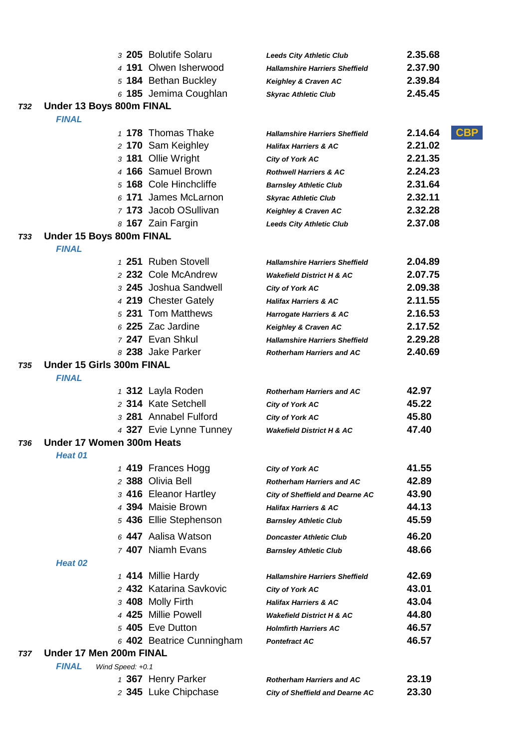| Pos | No. | Name | Club | Time | |
|---|---|---|---|---|---|
| 3 | 205 | Bolutife Solaru | Leeds City Athletic Club | 2.35.68 | |
| 4 | 191 | Olwen Isherwood | Hallamshire Harriers Sheffield | 2.37.90 | |
| 5 | 184 | Bethan Buckley | Keighley & Craven AC | 2.39.84 | |
| 6 | 185 | Jemima Coughlan | Skyrac Athletic Club | 2.45.45 | |

## T32 Under 13 Boys 800m FINAL

### FINAL

| Pos | No. | Name | Club | Time | |
|---|---|---|---|---|---|
| 1 | 178 | Thomas Thake | Hallamshire Harriers Sheffield | 2.14.64 | CBP |
| 2 | 170 | Sam Keighley | Halifax Harriers & AC | 2.21.02 | |
| 3 | 181 | Ollie Wright | City of York AC | 2.21.35 | |
| 4 | 166 | Samuel Brown | Rothwell Harriers & AC | 2.24.23 | |
| 5 | 168 | Cole Hinchcliffe | Barnsley Athletic Club | 2.31.64 | |
| 6 | 171 | James McLarnon | Skyrac Athletic Club | 2.32.11 | |
| 7 | 173 | Jacob OSullivan | Keighley & Craven AC | 2.32.28 | |
| 8 | 167 | Zain Fargin | Leeds City Athletic Club | 2.37.08 | |

## T33 Under 15 Boys 800m FINAL

### FINAL

| Pos | No. | Name | Club | Time |
|---|---|---|---|---|
| 1 | 251 | Ruben Stovell | Hallamshire Harriers Sheffield | 2.04.89 |
| 2 | 232 | Cole McAndrew | Wakefield District H & AC | 2.07.75 |
| 3 | 245 | Joshua Sandwell | City of York AC | 2.09.38 |
| 4 | 219 | Chester Gately | Halifax Harriers & AC | 2.11.55 |
| 5 | 231 | Tom Matthews | Harrogate Harriers & AC | 2.16.53 |
| 6 | 225 | Zac Jardine | Keighley & Craven AC | 2.17.52 |
| 7 | 247 | Evan Shkul | Hallamshire Harriers Sheffield | 2.29.28 |
| 8 | 238 | Jake Parker | Rotherham Harriers and AC | 2.40.69 |

## T35 Under 15 Girls 300m FINAL

### FINAL

| Pos | No. | Name | Club | Time |
|---|---|---|---|---|
| 1 | 312 | Layla Roden | Rotherham Harriers and AC | 42.97 |
| 2 | 314 | Kate Setchell | City of York AC | 45.22 |
| 3 | 281 | Annabel Fulford | City of York AC | 45.80 |
| 4 | 327 | Evie Lynne Tunney | Wakefield District H & AC | 47.40 |

## T36 Under 17 Women 300m Heats

### Heat 01

| Pos | No. | Name | Club | Time |
|---|---|---|---|---|
| 1 | 419 | Frances Hogg | City of York AC | 41.55 |
| 2 | 388 | Olivia Bell | Rotherham Harriers and AC | 42.89 |
| 3 | 416 | Eleanor Hartley | City of Sheffield and Dearne AC | 43.90 |
| 4 | 394 | Maisie Brown | Halifax Harriers & AC | 44.13 |
| 5 | 436 | Ellie Stephenson | Barnsley Athletic Club | 45.59 |
| 6 | 447 | Aalisa Watson | Doncaster Athletic Club | 46.20 |
| 7 | 407 | Niamh Evans | Barnsley Athletic Club | 48.66 |

### Heat 02

| Pos | No. | Name | Club | Time |
|---|---|---|---|---|
| 1 | 414 | Millie Hardy | Hallamshire Harriers Sheffield | 42.69 |
| 2 | 432 | Katarina Savkovic | City of York AC | 43.01 |
| 3 | 408 | Molly Firth | Halifax Harriers & AC | 43.04 |
| 4 | 425 | Millie Powell | Wakefield District H & AC | 44.80 |
| 5 | 405 | Eve Dutton | Holmfirth Harriers AC | 46.57 |
| 6 | 402 | Beatrice Cunningham | Pontefract AC | 46.57 |

## T37 Under 17 Men 200m FINAL

### FINAL

*Wind Speed: +0.1*

| Pos | No. | Name | Club | Time |
|---|---|---|---|---|
| 1 | 367 | Henry Parker | Rotherham Harriers and AC | 23.19 |
| 2 | 345 | Luke Chipchase | City of Sheffield and Dearne AC | 23.30 |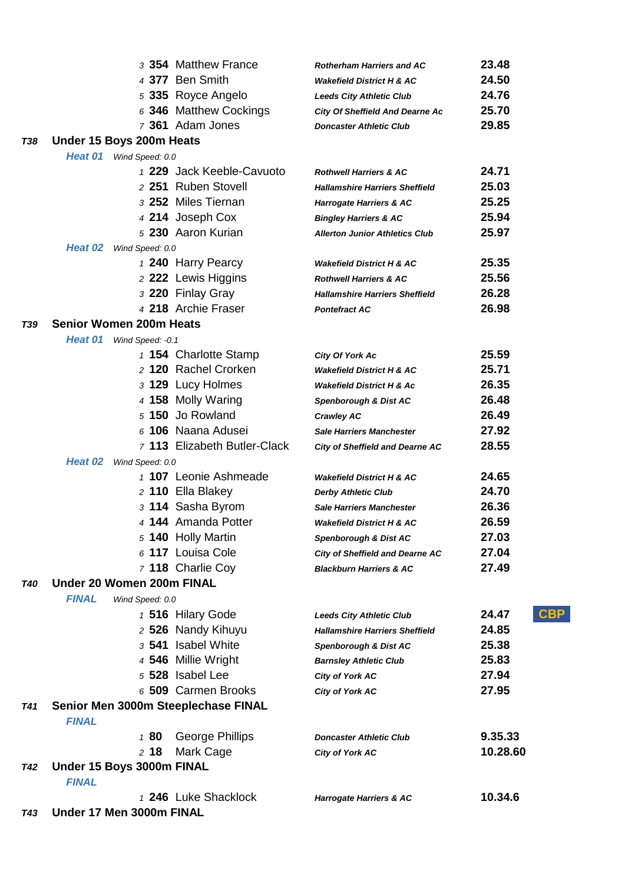| Pos | No. | Name | Club | Time | |
|---|---|---|---|---|---|
| 3 | 354 | Matthew France | Rotherham Harriers and AC | 23.48 | |
| 4 | 377 | Ben Smith | Wakefield District H & AC | 24.50 | |
| 5 | 335 | Royce Angelo | Leeds City Athletic Club | 24.76 | |
| 6 | 346 | Matthew Cockings | City Of Sheffield And Dearne Ac | 25.70 | |
| 7 | 361 | Adam Jones | Doncaster Athletic Club | 29.85 | |

## T38 Under 15 Boys 200m Heats

**Heat 01** *Wind Speed: 0.0*

| Pos | No. | Name | Club | Time |
|---|---|---|---|---|
| 1 | 229 | Jack Keeble-Cavuoto | Rothwell Harriers & AC | 24.71 |
| 2 | 251 | Ruben Stovell | Hallamshire Harriers Sheffield | 25.03 |
| 3 | 252 | Miles Tiernan | Harrogate Harriers & AC | 25.25 |
| 4 | 214 | Joseph Cox | Bingley Harriers & AC | 25.94 |
| 5 | 230 | Aaron Kurian | Allerton Junior Athletics Club | 25.97 |

**Heat 02** *Wind Speed: 0.0*

| Pos | No. | Name | Club | Time |
|---|---|---|---|---|
| 1 | 240 | Harry Pearcy | Wakefield District H & AC | 25.35 |
| 2 | 222 | Lewis Higgins | Rothwell Harriers & AC | 25.56 |
| 3 | 220 | Finlay Gray | Hallamshire Harriers Sheffield | 26.28 |
| 4 | 218 | Archie Fraser | Pontefract AC | 26.98 |

## T39 Senior Women 200m Heats

**Heat 01** *Wind Speed: -0.1*

| Pos | No. | Name | Club | Time |
|---|---|---|---|---|
| 1 | 154 | Charlotte Stamp | City Of York Ac | 25.59 |
| 2 | 120 | Rachel Crorken | Wakefield District H & AC | 25.71 |
| 3 | 129 | Lucy Holmes | Wakefield District H & Ac | 26.35 |
| 4 | 158 | Molly Waring | Spenborough & Dist AC | 26.48 |
| 5 | 150 | Jo Rowland | Crawley AC | 26.49 |
| 6 | 106 | Naana Adusei | Sale Harriers Manchester | 27.92 |
| 7 | 113 | Elizabeth Butler-Clack | City of Sheffield and Dearne AC | 28.55 |

**Heat 02** *Wind Speed: 0.0*

| Pos | No. | Name | Club | Time |
|---|---|---|---|---|
| 1 | 107 | Leonie Ashmeade | Wakefield District H & AC | 24.65 |
| 2 | 110 | Ella Blakey | Derby Athletic Club | 24.70 |
| 3 | 114 | Sasha Byrom | Sale Harriers Manchester | 26.36 |
| 4 | 144 | Amanda Potter | Wakefield District H & AC | 26.59 |
| 5 | 140 | Holly Martin | Spenborough & Dist AC | 27.03 |
| 6 | 117 | Louisa Cole | City of Sheffield and Dearne AC | 27.04 |
| 7 | 118 | Charlie Coy | Blackburn Harriers & AC | 27.49 |

## T40 Under 20 Women 200m FINAL

**FINAL** *Wind Speed: 0.0*

| Pos | No. | Name | Club | Time | |
|---|---|---|---|---|---|
| 1 | 516 | Hilary Gode | Leeds City Athletic Club | 24.47 | CBP |
| 2 | 526 | Nandy Kihuyu | Hallamshire Harriers Sheffield | 24.85 | |
| 3 | 541 | Isabel White | Spenborough & Dist AC | 25.38 | |
| 4 | 546 | Millie Wright | Barnsley Athletic Club | 25.83 | |
| 5 | 528 | Isabel Lee | City of York AC | 27.94 | |
| 6 | 509 | Carmen Brooks | City of York AC | 27.95 | |

## T41 Senior Men 3000m Steeplechase FINAL

**FINAL**

| Pos | No. | Name | Club | Time |
|---|---|---|---|---|
| 1 | 80 | George Phillips | Doncaster Athletic Club | 9.35.33 |
| 2 | 18 | Mark Cage | City of York AC | 10.28.60 |

## T42 Under 15 Boys 3000m FINAL

**FINAL**

| Pos | No. | Name | Club | Time |
|---|---|---|---|---|
| 1 | 246 | Luke Shacklock | Harrogate Harriers & AC | 10.34.6 |

## T43 Under 17 Men 3000m FINAL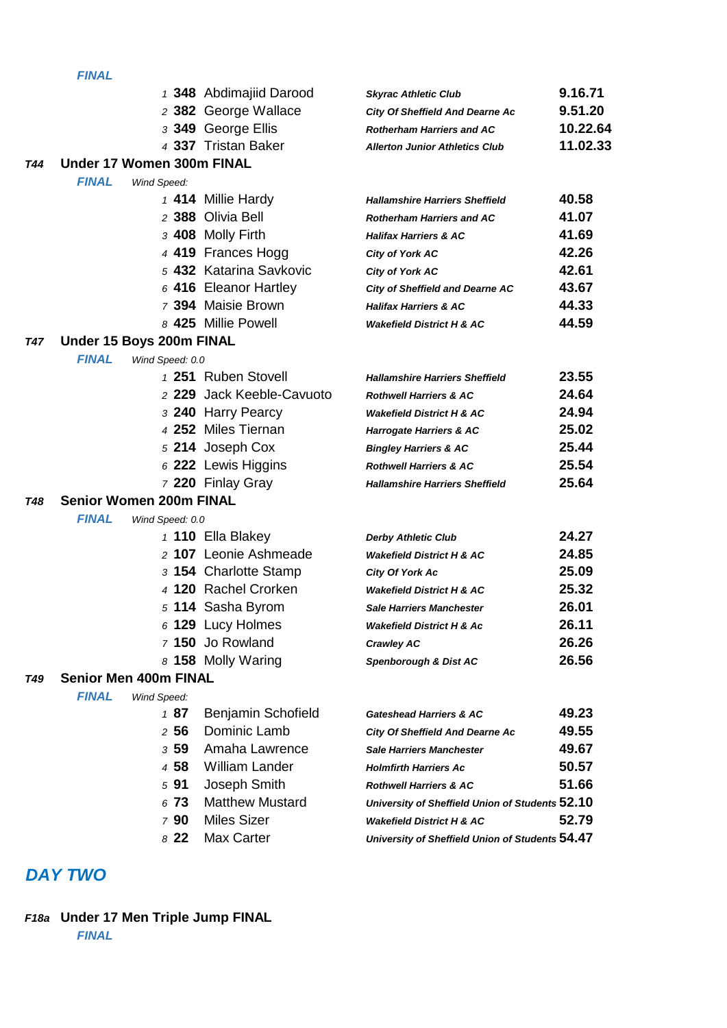*FINAL*

| Pos | No. | Name | Club | Time |
|---|---|---|---|---|
| 1 | **348** | Abdimajiid Darood | ***Skyrac Athletic Club*** | **9.16.71** |
| 2 | **382** | George Wallace | ***City Of Sheffield And Dearne Ac*** | **9.51.20** |
| 3 | **349** | George Ellis | ***Rotherham Harriers and AC*** | **10.22.64** |
| 4 | **337** | Tristan Baker | ***Allerton Junior Athletics Club*** | **11.02.33** |

## *T44* Under 17 Women 300m FINAL

***FINAL*** *Wind Speed:*

| Pos | No. | Name | Club | Time |
|---|---|---|---|---|
| 1 | **414** | Millie Hardy | ***Hallamshire Harriers Sheffield*** | **40.58** |
| 2 | **388** | Olivia Bell | ***Rotherham Harriers and AC*** | **41.07** |
| 3 | **408** | Molly Firth | ***Halifax Harriers & AC*** | **41.69** |
| 4 | **419** | Frances Hogg | ***City of York AC*** | **42.26** |
| 5 | **432** | Katarina Savkovic | ***City of York AC*** | **42.61** |
| 6 | **416** | Eleanor Hartley | ***City of Sheffield and Dearne AC*** | **43.67** |
| 7 | **394** | Maisie Brown | ***Halifax Harriers & AC*** | **44.33** |
| 8 | **425** | Millie Powell | ***Wakefield District H & AC*** | **44.59** |

## *T47* Under 15 Boys 200m FINAL

***FINAL*** *Wind Speed: 0.0*

| Pos | No. | Name | Club | Time |
|---|---|---|---|---|
| 1 | **251** | Ruben Stovell | ***Hallamshire Harriers Sheffield*** | **23.55** |
| 2 | **229** | Jack Keeble-Cavuoto | ***Rothwell Harriers & AC*** | **24.64** |
| 3 | **240** | Harry Pearcy | ***Wakefield District H & AC*** | **24.94** |
| 4 | **252** | Miles Tiernan | ***Harrogate Harriers & AC*** | **25.02** |
| 5 | **214** | Joseph Cox | ***Bingley Harriers & AC*** | **25.44** |
| 6 | **222** | Lewis Higgins | ***Rothwell Harriers & AC*** | **25.54** |
| 7 | **220** | Finlay Gray | ***Hallamshire Harriers Sheffield*** | **25.64** |

## *T48* Senior Women 200m FINAL

***FINAL*** *Wind Speed: 0.0*

| Pos | No. | Name | Club | Time |
|---|---|---|---|---|
| 1 | **110** | Ella Blakey | ***Derby Athletic Club*** | **24.27** |
| 2 | **107** | Leonie Ashmeade | ***Wakefield District H & AC*** | **24.85** |
| 3 | **154** | Charlotte Stamp | ***City Of York Ac*** | **25.09** |
| 4 | **120** | Rachel Crorken | ***Wakefield District H & AC*** | **25.32** |
| 5 | **114** | Sasha Byrom | ***Sale Harriers Manchester*** | **26.01** |
| 6 | **129** | Lucy Holmes | ***Wakefield District H & Ac*** | **26.11** |
| 7 | **150** | Jo Rowland | ***Crawley AC*** | **26.26** |
| 8 | **158** | Molly Waring | ***Spenborough & Dist AC*** | **26.56** |

## *T49* Senior Men 400m FINAL

***FINAL*** *Wind Speed:*

| Pos | No. | Name | Club | Time |
|---|---|---|---|---|
| 1 | **87** | Benjamin Schofield | ***Gateshead Harriers & AC*** | **49.23** |
| 2 | **56** | Dominic Lamb | ***City Of Sheffield And Dearne Ac*** | **49.55** |
| 3 | **59** | Amaha Lawrence | ***Sale Harriers Manchester*** | **49.67** |
| 4 | **58** | William Lander | ***Holmfirth Harriers Ac*** | **50.57** |
| 5 | **91** | Joseph Smith | ***Rothwell Harriers & AC*** | **51.66** |
| 6 | **73** | Matthew Mustard | ***University of Sheffield Union of Students*** | **52.10** |
| 7 | **90** | Miles Sizer | ***Wakefield District H & AC*** | **52.79** |
| 8 | **22** | Max Carter | ***University of Sheffield Union of Students*** | **54.47** |

# *DAY TWO*

## *F18a* Under 17 Men Triple Jump FINAL

***FINAL***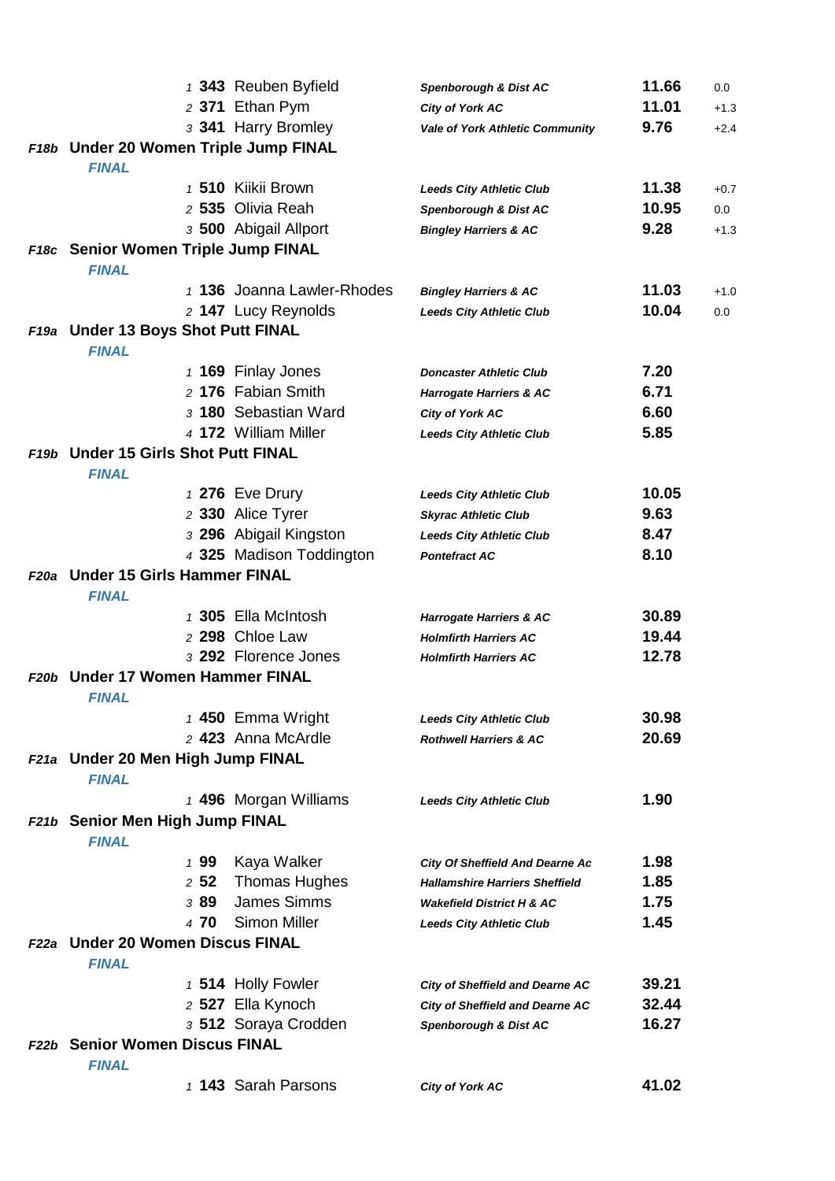| Pos | No | Name | Club | Result | Wind |
|---|---|---|---|---|---|
| 1 | **343** | Reuben Byfield | ***Spenborough & Dist AC*** | **11.66** | 0.0 |
| 2 | **371** | Ethan Pym | ***City of York AC*** | **11.01** | +1.3 |
| 3 | **341** | Harry Bromley | ***Vale of York Athletic Community*** | **9.76** | +2.4 |

### *F18b* Under 20 Women Triple Jump FINAL

***FINAL***

| Pos | No | Name | Club | Result | Wind |
|---|---|---|---|---|---|
| 1 | **510** | Kiikii Brown | ***Leeds City Athletic Club*** | **11.38** | +0.7 |
| 2 | **535** | Olivia Reah | ***Spenborough & Dist AC*** | **10.95** | 0.0 |
| 3 | **500** | Abigail Allport | ***Bingley Harriers & AC*** | **9.28** | +1.3 |

### *F18c* Senior Women Triple Jump FINAL

***FINAL***

| Pos | No | Name | Club | Result | Wind |
|---|---|---|---|---|---|
| 1 | **136** | Joanna Lawler-Rhodes | ***Bingley Harriers & AC*** | **11.03** | +1.0 |
| 2 | **147** | Lucy Reynolds | ***Leeds City Athletic Club*** | **10.04** | 0.0 |

### *F19a* Under 13 Boys Shot Putt FINAL

***FINAL***

| Pos | No | Name | Club | Result |
|---|---|---|---|---|
| 1 | **169** | Finlay Jones | ***Doncaster Athletic Club*** | **7.20** |
| 2 | **176** | Fabian Smith | ***Harrogate Harriers & AC*** | **6.71** |
| 3 | **180** | Sebastian Ward | ***City of York AC*** | **6.60** |
| 4 | **172** | William Miller | ***Leeds City Athletic Club*** | **5.85** |

### *F19b* Under 15 Girls Shot Putt FINAL

***FINAL***

| Pos | No | Name | Club | Result |
|---|---|---|---|---|
| 1 | **276** | Eve Drury | ***Leeds City Athletic Club*** | **10.05** |
| 2 | **330** | Alice Tyrer | ***Skyrac Athletic Club*** | **9.63** |
| 3 | **296** | Abigail Kingston | ***Leeds City Athletic Club*** | **8.47** |
| 4 | **325** | Madison Toddington | ***Pontefract AC*** | **8.10** |

### *F20a* Under 15 Girls Hammer FINAL

***FINAL***

| Pos | No | Name | Club | Result |
|---|---|---|---|---|
| 1 | **305** | Ella McIntosh | ***Harrogate Harriers & AC*** | **30.89** |
| 2 | **298** | Chloe Law | ***Holmfirth Harriers AC*** | **19.44** |
| 3 | **292** | Florence Jones | ***Holmfirth Harriers AC*** | **12.78** |

### *F20b* Under 17 Women Hammer FINAL

***FINAL***

| Pos | No | Name | Club | Result |
|---|---|---|---|---|
| 1 | **450** | Emma Wright | ***Leeds City Athletic Club*** | **30.98** |
| 2 | **423** | Anna McArdle | ***Rothwell Harriers & AC*** | **20.69** |

### *F21a* Under 20 Men High Jump FINAL

***FINAL***

| Pos | No | Name | Club | Result |
|---|---|---|---|---|
| 1 | **496** | Morgan Williams | ***Leeds City Athletic Club*** | **1.90** |

### *F21b* Senior Men High Jump FINAL

***FINAL***

| Pos | No | Name | Club | Result |
|---|---|---|---|---|
| 1 | **99** | Kaya Walker | ***City Of Sheffield And Dearne Ac*** | **1.98** |
| 2 | **52** | Thomas Hughes | ***Hallamshire Harriers Sheffield*** | **1.85** |
| 3 | **89** | James Simms | ***Wakefield District H & AC*** | **1.75** |
| 4 | **70** | Simon Miller | ***Leeds City Athletic Club*** | **1.45** |

### *F22a* Under 20 Women Discus FINAL

***FINAL***

| Pos | No | Name | Club | Result |
|---|---|---|---|---|
| 1 | **514** | Holly Fowler | ***City of Sheffield and Dearne AC*** | **39.21** |
| 2 | **527** | Ella Kynoch | ***City of Sheffield and Dearne AC*** | **32.44** |
| 3 | **512** | Soraya Crodden | ***Spenborough & Dist AC*** | **16.27** |

### *F22b* Senior Women Discus FINAL

***FINAL***

| Pos | No | Name | Club | Result |
|---|---|---|---|---|
| 1 | **143** | Sarah Parsons | ***City of York AC*** | **41.02** |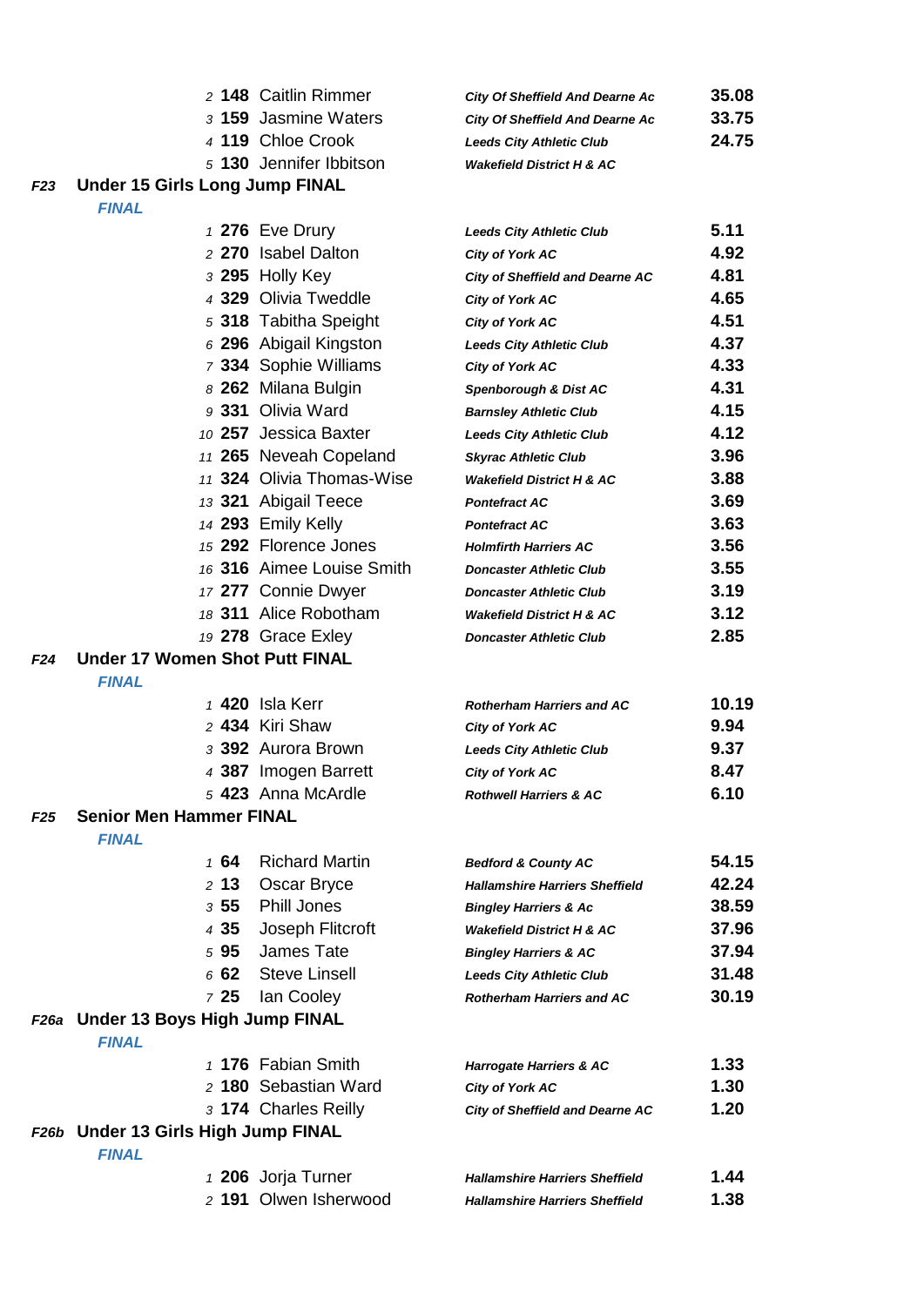| Pos | No. | Name | Club | Result |
|---|---|---|---|---|
| 2 | 148 | Caitlin Rimmer | *City Of Sheffield And Dearne Ac* | 35.08 |
| 3 | 159 | Jasmine Waters | *City Of Sheffield And Dearne Ac* | 33.75 |
| 4 | 119 | Chloe Crook | *Leeds City Athletic Club* | 24.75 |
| 5 | 130 | Jennifer Ibbitson | *Wakefield District H & AC* | |

## *F23* Under 15 Girls Long Jump FINAL

*FINAL*

| Pos | No. | Name | Club | Result |
|---|---|---|---|---|
| 1 | 276 | Eve Drury | *Leeds City Athletic Club* | 5.11 |
| 2 | 270 | Isabel Dalton | *City of York AC* | 4.92 |
| 3 | 295 | Holly Key | *City of Sheffield and Dearne AC* | 4.81 |
| 4 | 329 | Olivia Tweddle | *City of York AC* | 4.65 |
| 5 | 318 | Tabitha Speight | *City of York AC* | 4.51 |
| 6 | 296 | Abigail Kingston | *Leeds City Athletic Club* | 4.37 |
| 7 | 334 | Sophie Williams | *City of York AC* | 4.33 |
| 8 | 262 | Milana Bulgin | *Spenborough & Dist AC* | 4.31 |
| 9 | 331 | Olivia Ward | *Barnsley Athletic Club* | 4.15 |
| 10 | 257 | Jessica Baxter | *Leeds City Athletic Club* | 4.12 |
| 11 | 265 | Neveah Copeland | *Skyrac Athletic Club* | 3.96 |
| 11 | 324 | Olivia Thomas-Wise | *Wakefield District H & AC* | 3.88 |
| 13 | 321 | Abigail Teece | *Pontefract AC* | 3.69 |
| 14 | 293 | Emily Kelly | *Pontefract AC* | 3.63 |
| 15 | 292 | Florence Jones | *Holmfirth Harriers AC* | 3.56 |
| 16 | 316 | Aimee Louise Smith | *Doncaster Athletic Club* | 3.55 |
| 17 | 277 | Connie Dwyer | *Doncaster Athletic Club* | 3.19 |
| 18 | 311 | Alice Robotham | *Wakefield District H & AC* | 3.12 |
| 19 | 278 | Grace Exley | *Doncaster Athletic Club* | 2.85 |

## *F24* Under 17 Women Shot Putt FINAL

*FINAL*

| Pos | No. | Name | Club | Result |
|---|---|---|---|---|
| 1 | 420 | Isla Kerr | *Rotherham Harriers and AC* | 10.19 |
| 2 | 434 | Kiri Shaw | *City of York AC* | 9.94 |
| 3 | 392 | Aurora Brown | *Leeds City Athletic Club* | 9.37 |
| 4 | 387 | Imogen Barrett | *City of York AC* | 8.47 |
| 5 | 423 | Anna McArdle | *Rothwell Harriers & AC* | 6.10 |

## *F25* Senior Men Hammer FINAL

*FINAL*

| Pos | No. | Name | Club | Result |
|---|---|---|---|---|
| 1 | 64 | Richard Martin | *Bedford & County AC* | 54.15 |
| 2 | 13 | Oscar Bryce | *Hallamshire Harriers Sheffield* | 42.24 |
| 3 | 55 | Phill Jones | *Bingley Harriers & Ac* | 38.59 |
| 4 | 35 | Joseph Flitcroft | *Wakefield District H & AC* | 37.96 |
| 5 | 95 | James Tate | *Bingley Harriers & AC* | 37.94 |
| 6 | 62 | Steve Linsell | *Leeds City Athletic Club* | 31.48 |
| 7 | 25 | Ian Cooley | *Rotherham Harriers and AC* | 30.19 |

## *F26a* Under 13 Boys High Jump FINAL

*FINAL*

| Pos | No. | Name | Club | Result |
|---|---|---|---|---|
| 1 | 176 | Fabian Smith | *Harrogate Harriers & AC* | 1.33 |
| 2 | 180 | Sebastian Ward | *City of York AC* | 1.30 |
| 3 | 174 | Charles Reilly | *City of Sheffield and Dearne AC* | 1.20 |

## *F26b* Under 13 Girls High Jump FINAL

*FINAL*

| Pos | No. | Name | Club | Result |
|---|---|---|---|---|
| 1 | 206 | Jorja Turner | *Hallamshire Harriers Sheffield* | 1.44 |
| 2 | 191 | Olwen Isherwood | *Hallamshire Harriers Sheffield* | 1.38 |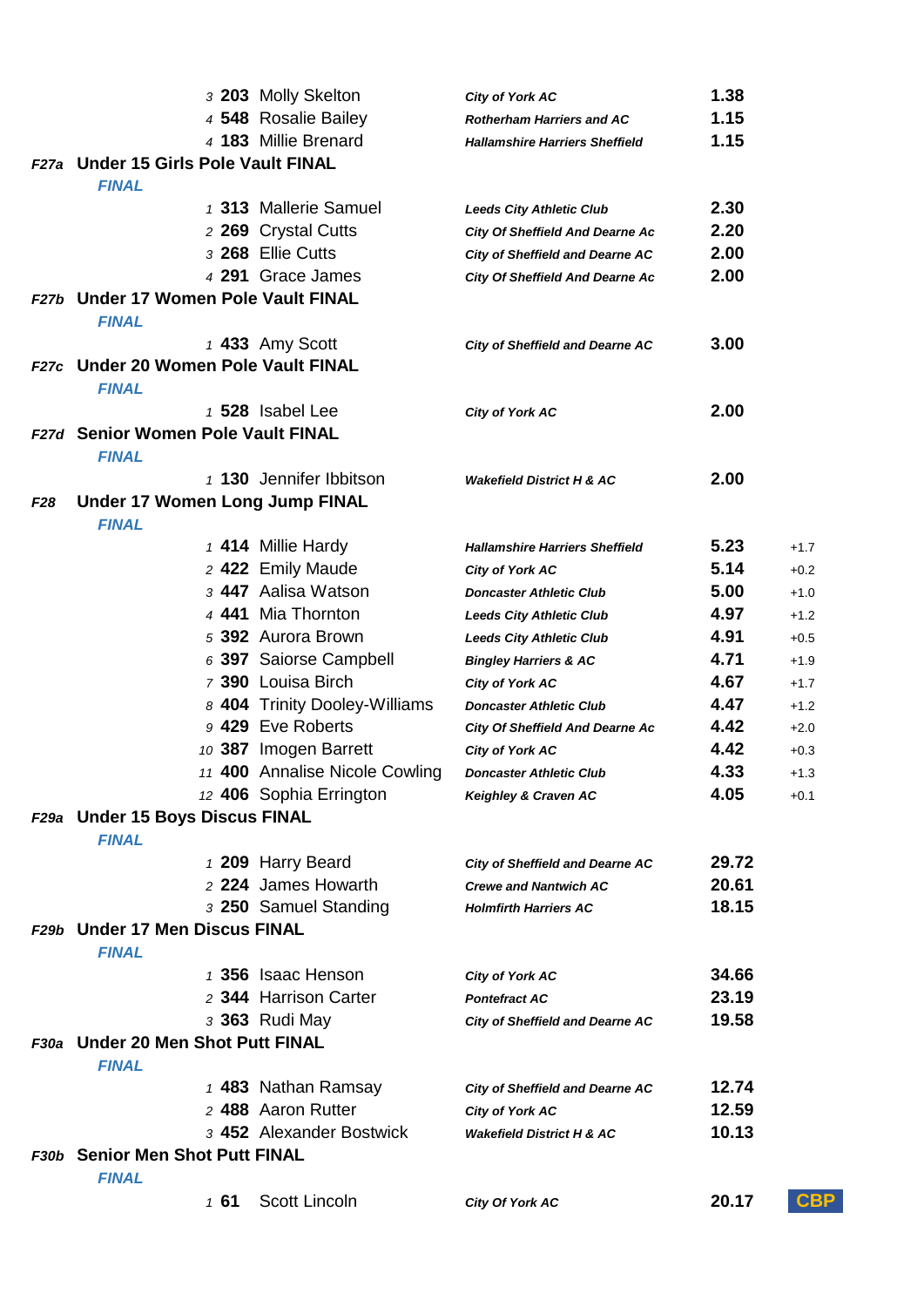| Pos | No. | Name | Club | Result | |
|---|---|---|---|---|---|
| 3 | **203** | Molly Skelton | ***City of York AC*** | **1.38** | |
| 4 | **548** | Rosalie Bailey | ***Rotherham Harriers and AC*** | **1.15** | |
| 4 | **183** | Millie Brenard | ***Hallamshire Harriers Sheffield*** | **1.15** | |

### *F27a* Under 15 Girls Pole Vault FINAL

***FINAL***

| Pos | No. | Name | Club | Result |
|---|---|---|---|---|
| 1 | **313** | Mallerie Samuel | ***Leeds City Athletic Club*** | **2.30** |
| 2 | **269** | Crystal Cutts | ***City Of Sheffield And Dearne Ac*** | **2.20** |
| 3 | **268** | Ellie Cutts | ***City of Sheffield and Dearne AC*** | **2.00** |
| 4 | **291** | Grace James | ***City Of Sheffield And Dearne Ac*** | **2.00** |

### *F27b* Under 17 Women Pole Vault FINAL

***FINAL***

| Pos | No. | Name | Club | Result |
|---|---|---|---|---|
| 1 | **433** | Amy Scott | ***City of Sheffield and Dearne AC*** | **3.00** |

### *F27c* Under 20 Women Pole Vault FINAL

***FINAL***

| Pos | No. | Name | Club | Result |
|---|---|---|---|---|
| 1 | **528** | Isabel Lee | ***City of York AC*** | **2.00** |

### *F27d* Senior Women Pole Vault FINAL

***FINAL***

| Pos | No. | Name | Club | Result |
|---|---|---|---|---|
| 1 | **130** | Jennifer Ibbitson | ***Wakefield District H & AC*** | **2.00** |

### *F28* Under 17 Women Long Jump FINAL

***FINAL***

| Pos | No. | Name | Club | Result | Wind |
|---|---|---|---|---|---|
| 1 | **414** | Millie Hardy | ***Hallamshire Harriers Sheffield*** | **5.23** | +1.7 |
| 2 | **422** | Emily Maude | ***City of York AC*** | **5.14** | +0.2 |
| 3 | **447** | Aalisa Watson | ***Doncaster Athletic Club*** | **5.00** | +1.0 |
| 4 | **441** | Mia Thornton | ***Leeds City Athletic Club*** | **4.97** | +1.2 |
| 5 | **392** | Aurora Brown | ***Leeds City Athletic Club*** | **4.91** | +0.5 |
| 6 | **397** | Saiorse Campbell | ***Bingley Harriers & AC*** | **4.71** | +1.9 |
| 7 | **390** | Louisa Birch | ***City of York AC*** | **4.67** | +1.7 |
| 8 | **404** | Trinity Dooley-Williams | ***Doncaster Athletic Club*** | **4.47** | +1.2 |
| 9 | **429** | Eve Roberts | ***City Of Sheffield And Dearne Ac*** | **4.42** | +2.0 |
| 10 | **387** | Imogen Barrett | ***City of York AC*** | **4.42** | +0.3 |
| 11 | **400** | Annalise Nicole Cowling | ***Doncaster Athletic Club*** | **4.33** | +1.3 |
| 12 | **406** | Sophia Errington | ***Keighley & Craven AC*** | **4.05** | +0.1 |

### *F29a* Under 15 Boys Discus FINAL

***FINAL***

| Pos | No. | Name | Club | Result |
|---|---|---|---|---|
| 1 | **209** | Harry Beard | ***City of Sheffield and Dearne AC*** | **29.72** |
| 2 | **224** | James Howarth | ***Crewe and Nantwich AC*** | **20.61** |
| 3 | **250** | Samuel Standing | ***Holmfirth Harriers AC*** | **18.15** |

### *F29b* Under 17 Men Discus FINAL

***FINAL***

| Pos | No. | Name | Club | Result |
|---|---|---|---|---|
| 1 | **356** | Isaac Henson | ***City of York AC*** | **34.66** |
| 2 | **344** | Harrison Carter | ***Pontefract AC*** | **23.19** |
| 3 | **363** | Rudi May | ***City of Sheffield and Dearne AC*** | **19.58** |

### *F30a* Under 20 Men Shot Putt FINAL

***FINAL***

| Pos | No. | Name | Club | Result |
|---|---|---|---|---|
| 1 | **483** | Nathan Ramsay | ***City of Sheffield and Dearne AC*** | **12.74** |
| 2 | **488** | Aaron Rutter | ***City of York AC*** | **12.59** |
| 3 | **452** | Alexander Bostwick | ***Wakefield District H & AC*** | **10.13** |

### *F30b* Senior Men Shot Putt FINAL

***FINAL***

| Pos | No. | Name | Club | Result | |
|---|---|---|---|---|---|
| 1 | **61** | Scott Lincoln | ***City Of York AC*** | **20.17** | **CBP** |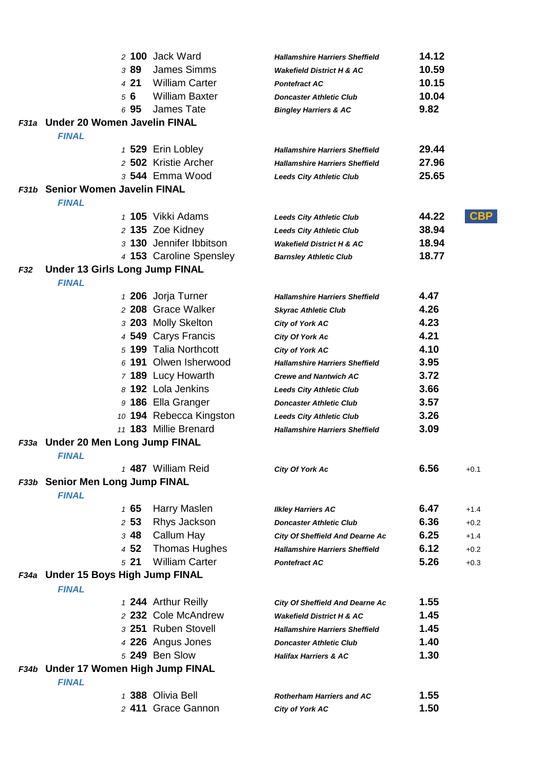| Pos | No. | Name | Club | Mark | |
|---|---|---|---|---|---|
| 2 | 100 | Jack Ward | Hallamshire Harriers Sheffield | 14.12 | |
| 3 | 89 | James Simms | Wakefield District H & AC | 10.59 | |
| 4 | 21 | William Carter | Pontefract AC | 10.15 | |
| 5 | 6 | William Baxter | Doncaster Athletic Club | 10.04 | |
| 6 | 95 | James Tate | Bingley Harriers & AC | 9.82 | |

## F31a Under 20 Women Javelin FINAL

*FINAL*

| Pos | No. | Name | Club | Mark | |
|---|---|---|---|---|---|
| 1 | 529 | Erin Lobley | Hallamshire Harriers Sheffield | 29.44 | |
| 2 | 502 | Kristie Archer | Hallamshire Harriers Sheffield | 27.96 | |
| 3 | 544 | Emma Wood | Leeds City Athletic Club | 25.65 | |

## F31b Senior Women Javelin FINAL

*FINAL*

| Pos | No. | Name | Club | Mark | |
|---|---|---|---|---|---|
| 1 | 105 | Vikki Adams | Leeds City Athletic Club | 44.22 | CBP |
| 2 | 135 | Zoe Kidney | Leeds City Athletic Club | 38.94 | |
| 3 | 130 | Jennifer Ibbitson | Wakefield District H & AC | 18.94 | |
| 4 | 153 | Caroline Spensley | Barnsley Athletic Club | 18.77 | |

## F32 Under 13 Girls Long Jump FINAL

*FINAL*

| Pos | No. | Name | Club | Mark | |
|---|---|---|---|---|---|
| 1 | 206 | Jorja Turner | Hallamshire Harriers Sheffield | 4.47 | |
| 2 | 208 | Grace Walker | Skyrac Athletic Club | 4.26 | |
| 3 | 203 | Molly Skelton | City of York AC | 4.23 | |
| 4 | 549 | Carys Francis | City Of York Ac | 4.21 | |
| 5 | 199 | Talia Northcott | City of York AC | 4.10 | |
| 6 | 191 | Olwen Isherwood | Hallamshire Harriers Sheffield | 3.95 | |
| 7 | 189 | Lucy Howarth | Crewe and Nantwich AC | 3.72 | |
| 8 | 192 | Lola Jenkins | Leeds City Athletic Club | 3.66 | |
| 9 | 186 | Ella Granger | Doncaster Athletic Club | 3.57 | |
| 10 | 194 | Rebecca Kingston | Leeds City Athletic Club | 3.26 | |
| 11 | 183 | Millie Brenard | Hallamshire Harriers Sheffield | 3.09 | |

## F33a Under 20 Men Long Jump FINAL

*FINAL*

| Pos | No. | Name | Club | Mark | Wind |
|---|---|---|---|---|---|
| 1 | 487 | William Reid | City Of York Ac | 6.56 | +0.1 |

## F33b Senior Men Long Jump FINAL

*FINAL*

| Pos | No. | Name | Club | Mark | Wind |
|---|---|---|---|---|---|
| 1 | 65 | Harry Maslen | Ilkley Harriers AC | 6.47 | +1.4 |
| 2 | 53 | Rhys Jackson | Doncaster Athletic Club | 6.36 | +0.2 |
| 3 | 48 | Callum Hay | City Of Sheffield And Dearne Ac | 6.25 | +1.4 |
| 4 | 52 | Thomas Hughes | Hallamshire Harriers Sheffield | 6.12 | +0.2 |
| 5 | 21 | William Carter | Pontefract AC | 5.26 | +0.3 |

## F34a Under 15 Boys High Jump FINAL

*FINAL*

| Pos | No. | Name | Club | Mark | |
|---|---|---|---|---|---|
| 1 | 244 | Arthur Reilly | City Of Sheffield And Dearne Ac | 1.55 | |
| 2 | 232 | Cole McAndrew | Wakefield District H & AC | 1.45 | |
| 3 | 251 | Ruben Stovell | Hallamshire Harriers Sheffield | 1.45 | |
| 4 | 226 | Angus Jones | Doncaster Athletic Club | 1.40 | |
| 5 | 249 | Ben Slow | Halifax Harriers & AC | 1.30 | |

## F34b Under 17 Women High Jump FINAL

*FINAL*

| Pos | No. | Name | Club | Mark | |
|---|---|---|---|---|---|
| 1 | 388 | Olivia Bell | Rotherham Harriers and AC | 1.55 | |
| 2 | 411 | Grace Gannon | City of York AC | 1.50 | |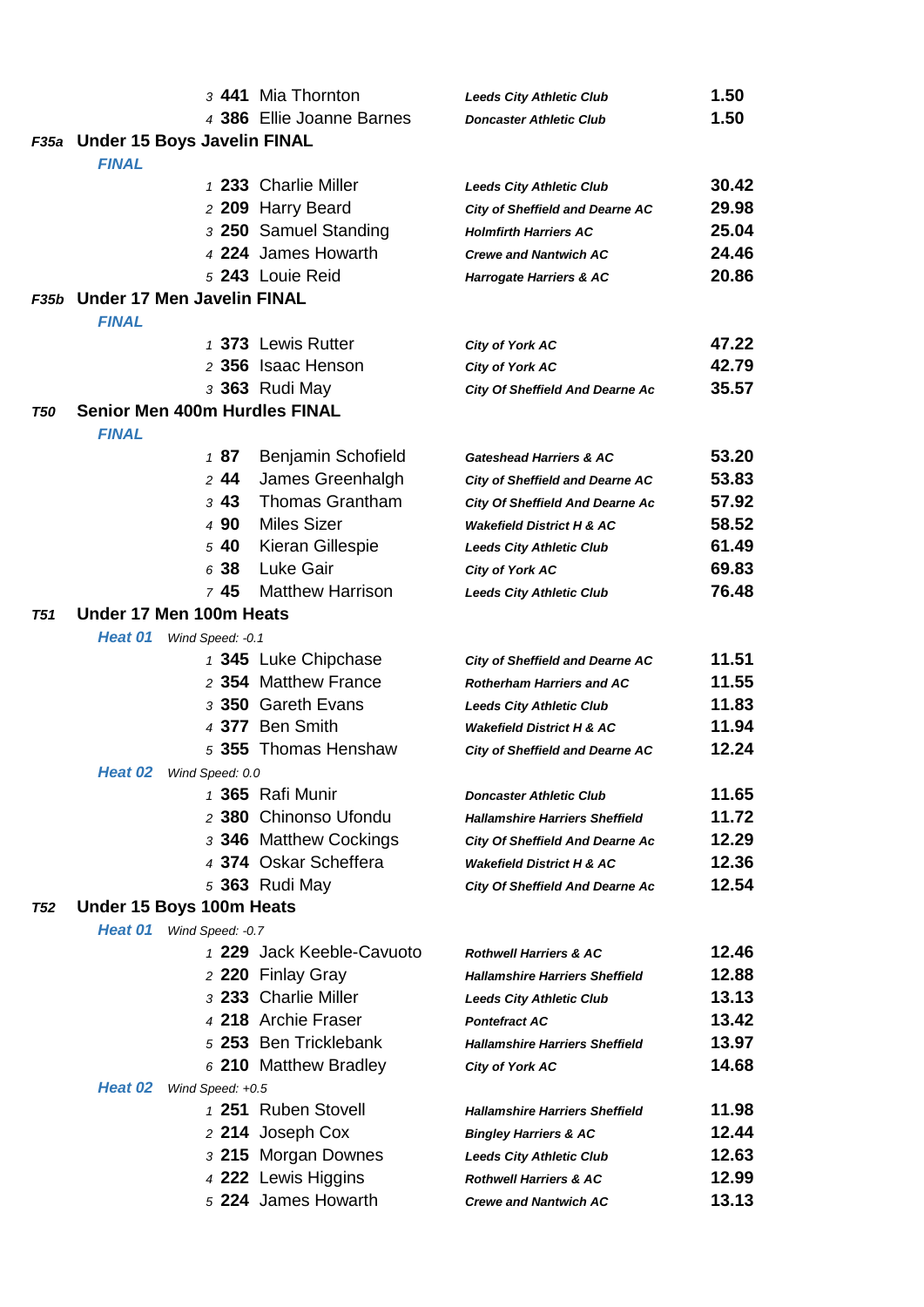| Pos | No. | Name | Club | Result |
|---|---|---|---|---|
| 3 | 441 | Mia Thornton | Leeds City Athletic Club | 1.50 |
| 4 | 386 | Ellie Joanne Barnes | Doncaster Athletic Club | 1.50 |

## F35a Under 15 Boys Javelin FINAL

### FINAL

| Pos | No. | Name | Club | Result |
|---|---|---|---|---|
| 1 | 233 | Charlie Miller | Leeds City Athletic Club | 30.42 |
| 2 | 209 | Harry Beard | City of Sheffield and Dearne AC | 29.98 |
| 3 | 250 | Samuel Standing | Holmfirth Harriers AC | 25.04 |
| 4 | 224 | James Howarth | Crewe and Nantwich AC | 24.46 |
| 5 | 243 | Louie Reid | Harrogate Harriers & AC | 20.86 |

## F35b Under 17 Men Javelin FINAL

### FINAL

| Pos | No. | Name | Club | Result |
|---|---|---|---|---|
| 1 | 373 | Lewis Rutter | City of York AC | 47.22 |
| 2 | 356 | Isaac Henson | City of York AC | 42.79 |
| 3 | 363 | Rudi May | City Of Sheffield And Dearne Ac | 35.57 |

## T50 Senior Men 400m Hurdles FINAL

### FINAL

| Pos | No. | Name | Club | Result |
|---|---|---|---|---|
| 1 | 87 | Benjamin Schofield | Gateshead Harriers & AC | 53.20 |
| 2 | 44 | James Greenhalgh | City of Sheffield and Dearne AC | 53.83 |
| 3 | 43 | Thomas Grantham | City Of Sheffield And Dearne Ac | 57.92 |
| 4 | 90 | Miles Sizer | Wakefield District H & AC | 58.52 |
| 5 | 40 | Kieran Gillespie | Leeds City Athletic Club | 61.49 |
| 6 | 38 | Luke Gair | City of York AC | 69.83 |
| 7 | 45 | Matthew Harrison | Leeds City Athletic Club | 76.48 |

## T51 Under 17 Men 100m Heats

### Heat 01 — *Wind Speed: -0.1*

| Pos | No. | Name | Club | Result |
|---|---|---|---|---|
| 1 | 345 | Luke Chipchase | City of Sheffield and Dearne AC | 11.51 |
| 2 | 354 | Matthew France | Rotherham Harriers and AC | 11.55 |
| 3 | 350 | Gareth Evans | Leeds City Athletic Club | 11.83 |
| 4 | 377 | Ben Smith | Wakefield District H & AC | 11.94 |
| 5 | 355 | Thomas Henshaw | City of Sheffield and Dearne AC | 12.24 |

### Heat 02 — *Wind Speed: 0.0*

| Pos | No. | Name | Club | Result |
|---|---|---|---|---|
| 1 | 365 | Rafi Munir | Doncaster Athletic Club | 11.65 |
| 2 | 380 | Chinonso Ufondu | Hallamshire Harriers Sheffield | 11.72 |
| 3 | 346 | Matthew Cockings | City Of Sheffield And Dearne Ac | 12.29 |
| 4 | 374 | Oskar Scheffera | Wakefield District H & AC | 12.36 |
| 5 | 363 | Rudi May | City Of Sheffield And Dearne Ac | 12.54 |

## T52 Under 15 Boys 100m Heats

### Heat 01 — *Wind Speed: -0.7*

| Pos | No. | Name | Club | Result |
|---|---|---|---|---|
| 1 | 229 | Jack Keeble-Cavuoto | Rothwell Harriers & AC | 12.46 |
| 2 | 220 | Finlay Gray | Hallamshire Harriers Sheffield | 12.88 |
| 3 | 233 | Charlie Miller | Leeds City Athletic Club | 13.13 |
| 4 | 218 | Archie Fraser | Pontefract AC | 13.42 |
| 5 | 253 | Ben Tricklebank | Hallamshire Harriers Sheffield | 13.97 |
| 6 | 210 | Matthew Bradley | City of York AC | 14.68 |

### Heat 02 — *Wind Speed: +0.5*

| Pos | No. | Name | Club | Result |
|---|---|---|---|---|
| 1 | 251 | Ruben Stovell | Hallamshire Harriers Sheffield | 11.98 |
| 2 | 214 | Joseph Cox | Bingley Harriers & AC | 12.44 |
| 3 | 215 | Morgan Downes | Leeds City Athletic Club | 12.63 |
| 4 | 222 | Lewis Higgins | Rothwell Harriers & AC | 12.99 |
| 5 | 224 | James Howarth | Crewe and Nantwich AC | 13.13 |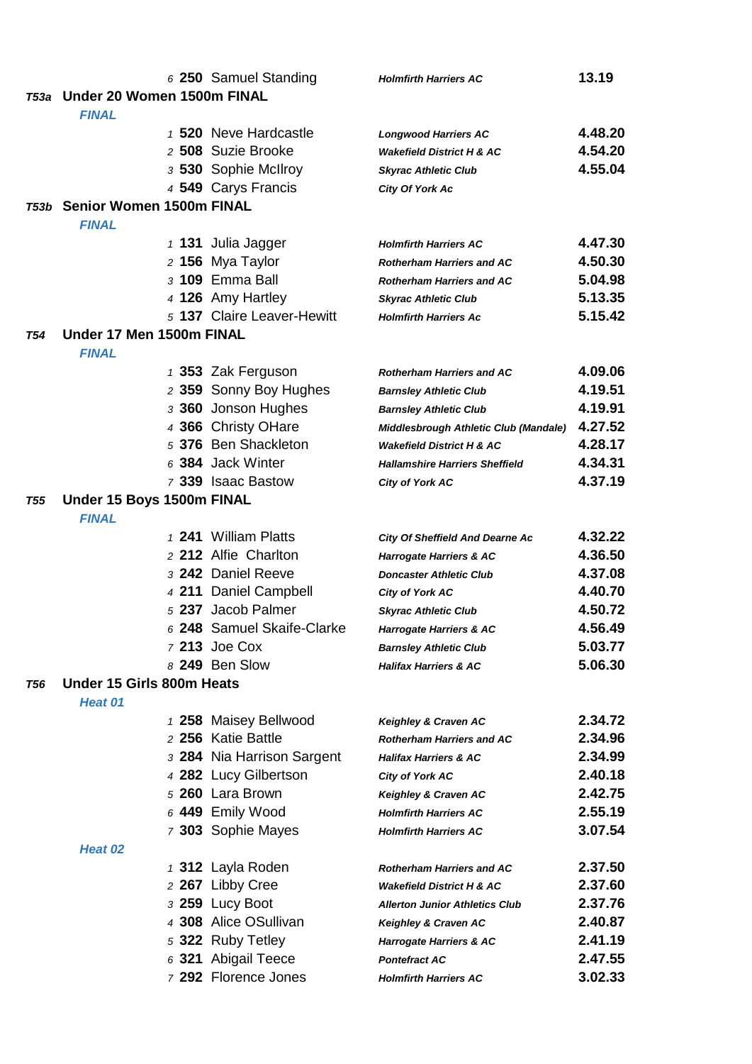| | | | |
|---|---|---|---|
| 6 | **250** Samuel Standing | ***Holmfirth Harriers AC*** | **13.19** |

**T53a Under 20 Women 1500m FINAL**

***FINAL***

| Pos | No | Name | Club | Time |
|---|---|---|---|---|
| 1 | **520** | Neve Hardcastle | ***Longwood Harriers AC*** | **4.48.20** |
| 2 | **508** | Suzie Brooke | ***Wakefield District H & AC*** | **4.54.20** |
| 3 | **530** | Sophie McIlroy | ***Skyrac Athletic Club*** | **4.55.04** |
| 4 | **549** | Carys Francis | ***City Of York Ac*** | |

**T53b Senior Women 1500m FINAL**

***FINAL***

| Pos | No | Name | Club | Time |
|---|---|---|---|---|
| 1 | **131** | Julia Jagger | ***Holmfirth Harriers AC*** | **4.47.30** |
| 2 | **156** | Mya Taylor | ***Rotherham Harriers and AC*** | **4.50.30** |
| 3 | **109** | Emma Ball | ***Rotherham Harriers and AC*** | **5.04.98** |
| 4 | **126** | Amy Hartley | ***Skyrac Athletic Club*** | **5.13.35** |
| 5 | **137** | Claire Leaver-Hewitt | ***Holmfirth Harriers Ac*** | **5.15.42** |

**T54 Under 17 Men 1500m FINAL**

***FINAL***

| Pos | No | Name | Club | Time |
|---|---|---|---|---|
| 1 | **353** | Zak Ferguson | ***Rotherham Harriers and AC*** | **4.09.06** |
| 2 | **359** | Sonny Boy Hughes | ***Barnsley Athletic Club*** | **4.19.51** |
| 3 | **360** | Jonson Hughes | ***Barnsley Athletic Club*** | **4.19.91** |
| 4 | **366** | Christy OHare | ***Middlesbrough Athletic Club (Mandale)*** | **4.27.52** |
| 5 | **376** | Ben Shackleton | ***Wakefield District H & AC*** | **4.28.17** |
| 6 | **384** | Jack Winter | ***Hallamshire Harriers Sheffield*** | **4.34.31** |
| 7 | **339** | Isaac Bastow | ***City of York AC*** | **4.37.19** |

**T55 Under 15 Boys 1500m FINAL**

***FINAL***

| Pos | No | Name | Club | Time |
|---|---|---|---|---|
| 1 | **241** | William Platts | ***City Of Sheffield And Dearne Ac*** | **4.32.22** |
| 2 | **212** | Alfie Charlton | ***Harrogate Harriers & AC*** | **4.36.50** |
| 3 | **242** | Daniel Reeve | ***Doncaster Athletic Club*** | **4.37.08** |
| 4 | **211** | Daniel Campbell | ***City of York AC*** | **4.40.70** |
| 5 | **237** | Jacob Palmer | ***Skyrac Athletic Club*** | **4.50.72** |
| 6 | **248** | Samuel Skaife-Clarke | ***Harrogate Harriers & AC*** | **4.56.49** |
| 7 | **213** | Joe Cox | ***Barnsley Athletic Club*** | **5.03.77** |
| 8 | **249** | Ben Slow | ***Halifax Harriers & AC*** | **5.06.30** |

**T56 Under 15 Girls 800m Heats**

***Heat 01***

| Pos | No | Name | Club | Time |
|---|---|---|---|---|
| 1 | **258** | Maisey Bellwood | ***Keighley & Craven AC*** | **2.34.72** |
| 2 | **256** | Katie Battle | ***Rotherham Harriers and AC*** | **2.34.96** |
| 3 | **284** | Nia Harrison Sargent | ***Halifax Harriers & AC*** | **2.34.99** |
| 4 | **282** | Lucy Gilbertson | ***City of York AC*** | **2.40.18** |
| 5 | **260** | Lara Brown | ***Keighley & Craven AC*** | **2.42.75** |
| 6 | **449** | Emily Wood | ***Holmfirth Harriers AC*** | **2.55.19** |
| 7 | **303** | Sophie Mayes | ***Holmfirth Harriers AC*** | **3.07.54** |

***Heat 02***

| Pos | No | Name | Club | Time |
|---|---|---|---|---|
| 1 | **312** | Layla Roden | ***Rotherham Harriers and AC*** | **2.37.50** |
| 2 | **267** | Libby Cree | ***Wakefield District H & AC*** | **2.37.60** |
| 3 | **259** | Lucy Boot | ***Allerton Junior Athletics Club*** | **2.37.76** |
| 4 | **308** | Alice OSullivan | ***Keighley & Craven AC*** | **2.40.87** |
| 5 | **322** | Ruby Tetley | ***Harrogate Harriers & AC*** | **2.41.19** |
| 6 | **321** | Abigail Teece | ***Pontefract AC*** | **2.47.55** |
| 7 | **292** | Florence Jones | ***Holmfirth Harriers AC*** | **3.02.33** |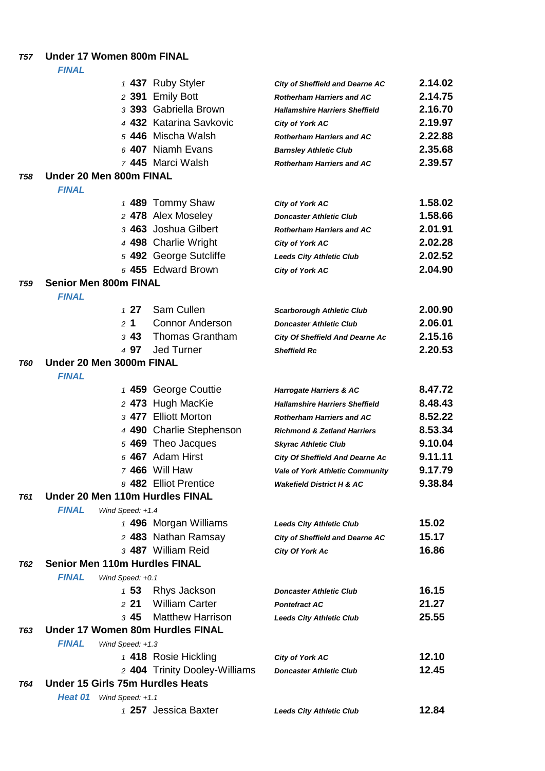## T57 Under 17 Women 800m FINAL

*FINAL*

| Pos | No. | Name | Club | Time |
|---|---|---|---|---|
| 1 | 437 | Ruby Styler | City of Sheffield and Dearne AC | 2.14.02 |
| 2 | 391 | Emily Bott | Rotherham Harriers and AC | 2.14.75 |
| 3 | 393 | Gabriella Brown | Hallamshire Harriers Sheffield | 2.16.70 |
| 4 | 432 | Katarina Savkovic | City of York AC | 2.19.97 |
| 5 | 446 | Mischa Walsh | Rotherham Harriers and AC | 2.22.88 |
| 6 | 407 | Niamh Evans | Barnsley Athletic Club | 2.35.68 |
| 7 | 445 | Marci Walsh | Rotherham Harriers and AC | 2.39.57 |

## T58 Under 20 Men 800m FINAL

*FINAL*

| Pos | No. | Name | Club | Time |
|---|---|---|---|---|
| 1 | 489 | Tommy Shaw | City of York AC | 1.58.02 |
| 2 | 478 | Alex Moseley | Doncaster Athletic Club | 1.58.66 |
| 3 | 463 | Joshua Gilbert | Rotherham Harriers and AC | 2.01.91 |
| 4 | 498 | Charlie Wright | City of York AC | 2.02.28 |
| 5 | 492 | George Sutcliffe | Leeds City Athletic Club | 2.02.52 |
| 6 | 455 | Edward Brown | City of York AC | 2.04.90 |

## T59 Senior Men 800m FINAL

*FINAL*

| Pos | No. | Name | Club | Time |
|---|---|---|---|---|
| 1 | 27 | Sam Cullen | Scarborough Athletic Club | 2.00.90 |
| 2 | 1 | Connor Anderson | Doncaster Athletic Club | 2.06.01 |
| 3 | 43 | Thomas Grantham | City Of Sheffield And Dearne Ac | 2.15.16 |
| 4 | 97 | Jed Turner | Sheffield Rc | 2.20.53 |

## T60 Under 20 Men 3000m FINAL

*FINAL*

| Pos | No. | Name | Club | Time |
|---|---|---|---|---|
| 1 | 459 | George Couttie | Harrogate Harriers & AC | 8.47.72 |
| 2 | 473 | Hugh MacKie | Hallamshire Harriers Sheffield | 8.48.43 |
| 3 | 477 | Elliott Morton | Rotherham Harriers and AC | 8.52.22 |
| 4 | 490 | Charlie Stephenson | Richmond & Zetland Harriers | 8.53.34 |
| 5 | 469 | Theo Jacques | Skyrac Athletic Club | 9.10.04 |
| 6 | 467 | Adam Hirst | City Of Sheffield And Dearne Ac | 9.11.11 |
| 7 | 466 | Will Haw | Vale of York Athletic Community | 9.17.79 |
| 8 | 482 | Elliot Prentice | Wakefield District H & AC | 9.38.84 |

## T61 Under 20 Men 110m Hurdles FINAL

*FINAL* Wind Speed: +1.4

| Pos | No. | Name | Club | Time |
|---|---|---|---|---|
| 1 | 496 | Morgan Williams | Leeds City Athletic Club | 15.02 |
| 2 | 483 | Nathan Ramsay | City of Sheffield and Dearne AC | 15.17 |
| 3 | 487 | William Reid | City Of York Ac | 16.86 |

## T62 Senior Men 110m Hurdles FINAL

*FINAL* Wind Speed: +0.1

| Pos | No. | Name | Club | Time |
|---|---|---|---|---|
| 1 | 53 | Rhys Jackson | Doncaster Athletic Club | 16.15 |
| 2 | 21 | William Carter | Pontefract AC | 21.27 |
| 3 | 45 | Matthew Harrison | Leeds City Athletic Club | 25.55 |

## T63 Under 17 Women 80m Hurdles FINAL

*FINAL* Wind Speed: +1.3

| Pos | No. | Name | Club | Time |
|---|---|---|---|---|
| 1 | 418 | Rosie Hickling | City of York AC | 12.10 |
| 2 | 404 | Trinity Dooley-Williams | Doncaster Athletic Club | 12.45 |

## T64 Under 15 Girls 75m Hurdles Heats

*Heat 01* Wind Speed: +1.1

| Pos | No. | Name | Club | Time |
|---|---|---|---|---|
| 1 | 257 | Jessica Baxter | Leeds City Athletic Club | 12.84 |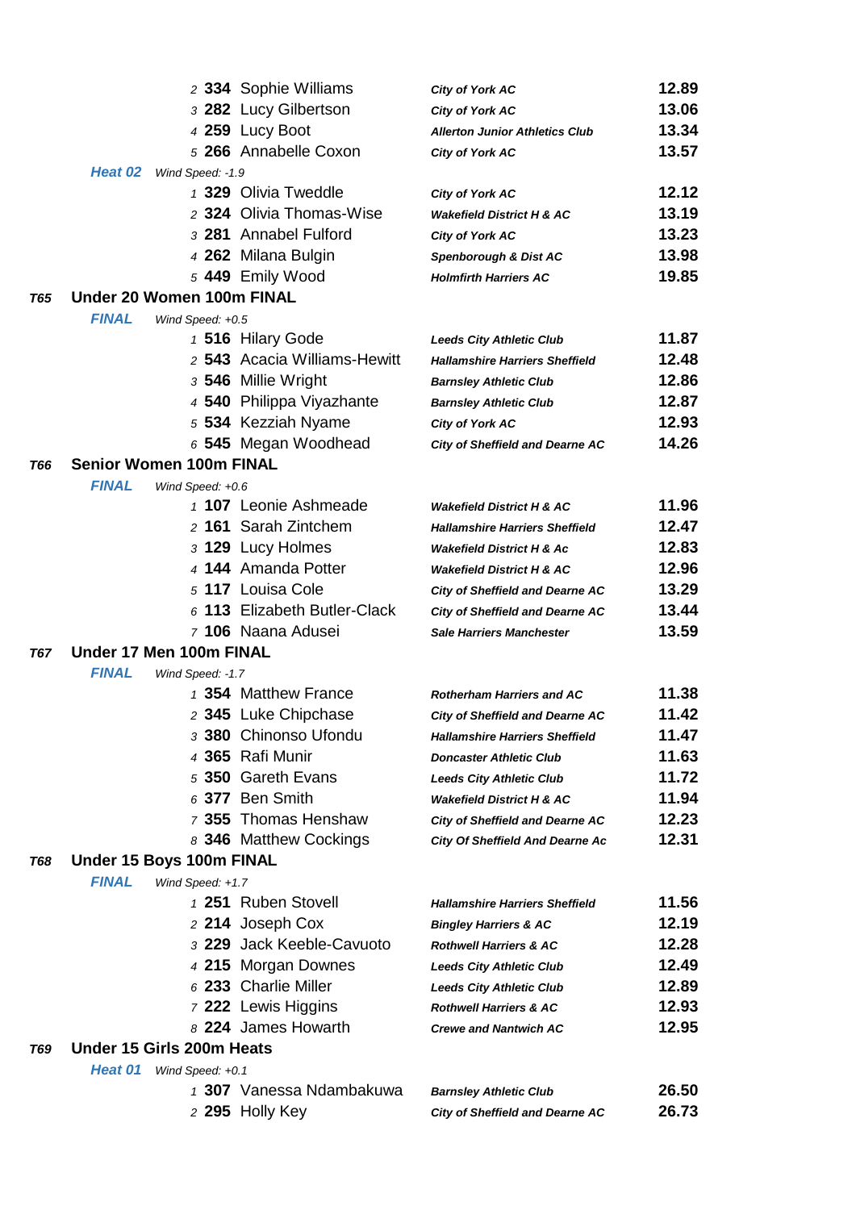| Pos | No | Name | Club | Time |
|---|---|---|---|---|
| 2 | 334 | Sophie Williams | City of York AC | 12.89 |
| 3 | 282 | Lucy Gilbertson | City of York AC | 13.06 |
| 4 | 259 | Lucy Boot | Allerton Junior Athletics Club | 13.34 |
| 5 | 266 | Annabelle Coxon | City of York AC | 13.57 |

**Heat 02** *Wind Speed: -1.9*

| Pos | No | Name | Club | Time |
|---|---|---|---|---|
| 1 | 329 | Olivia Tweddle | City of York AC | 12.12 |
| 2 | 324 | Olivia Thomas-Wise | Wakefield District H & AC | 13.19 |
| 3 | 281 | Annabel Fulford | City of York AC | 13.23 |
| 4 | 262 | Milana Bulgin | Spenborough & Dist AC | 13.98 |
| 5 | 449 | Emily Wood | Holmfirth Harriers AC | 19.85 |

## T65 Under 20 Women 100m FINAL

**FINAL** *Wind Speed: +0.5*

| Pos | No | Name | Club | Time |
|---|---|---|---|---|
| 1 | 516 | Hilary Gode | Leeds City Athletic Club | 11.87 |
| 2 | 543 | Acacia Williams-Hewitt | Hallamshire Harriers Sheffield | 12.48 |
| 3 | 546 | Millie Wright | Barnsley Athletic Club | 12.86 |
| 4 | 540 | Philippa Viyazhante | Barnsley Athletic Club | 12.87 |
| 5 | 534 | Kezziah Nyame | City of York AC | 12.93 |
| 6 | 545 | Megan Woodhead | City of Sheffield and Dearne AC | 14.26 |

## T66 Senior Women 100m FINAL

**FINAL** *Wind Speed: +0.6*

| Pos | No | Name | Club | Time |
|---|---|---|---|---|
| 1 | 107 | Leonie Ashmeade | Wakefield District H & AC | 11.96 |
| 2 | 161 | Sarah Zintchem | Hallamshire Harriers Sheffield | 12.47 |
| 3 | 129 | Lucy Holmes | Wakefield District H & Ac | 12.83 |
| 4 | 144 | Amanda Potter | Wakefield District H & AC | 12.96 |
| 5 | 117 | Louisa Cole | City of Sheffield and Dearne AC | 13.29 |
| 6 | 113 | Elizabeth Butler-Clack | City of Sheffield and Dearne AC | 13.44 |
| 7 | 106 | Naana Adusei | Sale Harriers Manchester | 13.59 |

## T67 Under 17 Men 100m FINAL

**FINAL** *Wind Speed: -1.7*

| Pos | No | Name | Club | Time |
|---|---|---|---|---|
| 1 | 354 | Matthew France | Rotherham Harriers and AC | 11.38 |
| 2 | 345 | Luke Chipchase | City of Sheffield and Dearne AC | 11.42 |
| 3 | 380 | Chinonso Ufondu | Hallamshire Harriers Sheffield | 11.47 |
| 4 | 365 | Rafi Munir | Doncaster Athletic Club | 11.63 |
| 5 | 350 | Gareth Evans | Leeds City Athletic Club | 11.72 |
| 6 | 377 | Ben Smith | Wakefield District H & AC | 11.94 |
| 7 | 355 | Thomas Henshaw | City of Sheffield and Dearne AC | 12.23 |
| 8 | 346 | Matthew Cockings | City Of Sheffield And Dearne Ac | 12.31 |

## T68 Under 15 Boys 100m FINAL

**FINAL** *Wind Speed: +1.7*

| Pos | No | Name | Club | Time |
|---|---|---|---|---|
| 1 | 251 | Ruben Stovell | Hallamshire Harriers Sheffield | 11.56 |
| 2 | 214 | Joseph Cox | Bingley Harriers & AC | 12.19 |
| 3 | 229 | Jack Keeble-Cavuoto | Rothwell Harriers & AC | 12.28 |
| 4 | 215 | Morgan Downes | Leeds City Athletic Club | 12.49 |
| 6 | 233 | Charlie Miller | Leeds City Athletic Club | 12.89 |
| 7 | 222 | Lewis Higgins | Rothwell Harriers & AC | 12.93 |
| 8 | 224 | James Howarth | Crewe and Nantwich AC | 12.95 |

## T69 Under 15 Girls 200m Heats

**Heat 01** *Wind Speed: +0.1*

| Pos | No | Name | Club | Time |
|---|---|---|---|---|
| 1 | 307 | Vanessa Ndambakuwa | Barnsley Athletic Club | 26.50 |
| 2 | 295 | Holly Key | City of Sheffield and Dearne AC | 26.73 |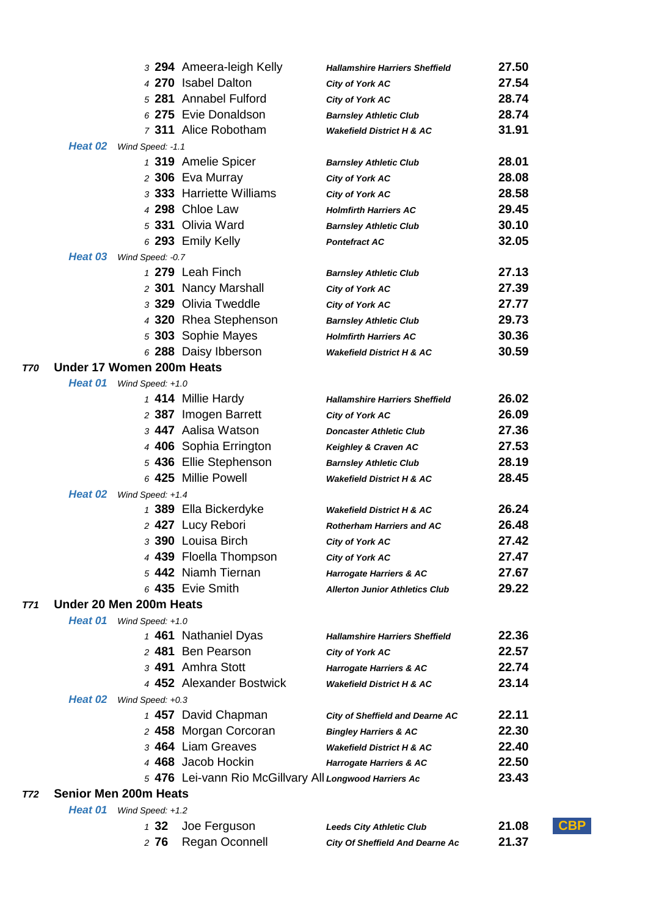| Pos | No. | Name | Club | Time | |
|---|---|---|---|---|---|
| 3 | 294 | Ameera-leigh Kelly | Hallamshire Harriers Sheffield | 27.50 | |
| 4 | 270 | Isabel Dalton | City of York AC | 27.54 | |
| 5 | 281 | Annabel Fulford | City of York AC | 28.74 | |
| 6 | 275 | Evie Donaldson | Barnsley Athletic Club | 28.74 | |
| 7 | 311 | Alice Robotham | Wakefield District H & AC | 31.91 | |

**Heat 02** *Wind Speed: -1.1*

| Pos | No. | Name | Club | Time |
|---|---|---|---|---|
| 1 | 319 | Amelie Spicer | Barnsley Athletic Club | 28.01 |
| 2 | 306 | Eva Murray | City of York AC | 28.08 |
| 3 | 333 | Harriette Williams | City of York AC | 28.58 |
| 4 | 298 | Chloe Law | Holmfirth Harriers AC | 29.45 |
| 5 | 331 | Olivia Ward | Barnsley Athletic Club | 30.10 |
| 6 | 293 | Emily Kelly | Pontefract AC | 32.05 |

**Heat 03** *Wind Speed: -0.7*

| Pos | No. | Name | Club | Time |
|---|---|---|---|---|
| 1 | 279 | Leah Finch | Barnsley Athletic Club | 27.13 |
| 2 | 301 | Nancy Marshall | City of York AC | 27.39 |
| 3 | 329 | Olivia Tweddle | City of York AC | 27.77 |
| 4 | 320 | Rhea Stephenson | Barnsley Athletic Club | 29.73 |
| 5 | 303 | Sophie Mayes | Holmfirth Harriers AC | 30.36 |
| 6 | 288 | Daisy Ibberson | Wakefield District H & AC | 30.59 |

## T70 Under 17 Women 200m Heats

**Heat 01** *Wind Speed: +1.0*

| Pos | No. | Name | Club | Time |
|---|---|---|---|---|
| 1 | 414 | Millie Hardy | Hallamshire Harriers Sheffield | 26.02 |
| 2 | 387 | Imogen Barrett | City of York AC | 26.09 |
| 3 | 447 | Aalisa Watson | Doncaster Athletic Club | 27.36 |
| 4 | 406 | Sophia Errington | Keighley & Craven AC | 27.53 |
| 5 | 436 | Ellie Stephenson | Barnsley Athletic Club | 28.19 |
| 6 | 425 | Millie Powell | Wakefield District H & AC | 28.45 |

**Heat 02** *Wind Speed: +1.4*

| Pos | No. | Name | Club | Time |
|---|---|---|---|---|
| 1 | 389 | Ella Bickerdyke | Wakefield District H & AC | 26.24 |
| 2 | 427 | Lucy Rebori | Rotherham Harriers and AC | 26.48 |
| 3 | 390 | Louisa Birch | City of York AC | 27.42 |
| 4 | 439 | Floella Thompson | City of York AC | 27.47 |
| 5 | 442 | Niamh Tiernan | Harrogate Harriers & AC | 27.67 |
| 6 | 435 | Evie Smith | Allerton Junior Athletics Club | 29.22 |

## T71 Under 20 Men 200m Heats

**Heat 01** *Wind Speed: +1.0*

| Pos | No. | Name | Club | Time |
|---|---|---|---|---|
| 1 | 461 | Nathaniel Dyas | Hallamshire Harriers Sheffield | 22.36 |
| 2 | 481 | Ben Pearson | City of York AC | 22.57 |
| 3 | 491 | Amhra Stott | Harrogate Harriers & AC | 22.74 |
| 4 | 452 | Alexander Bostwick | Wakefield District H & AC | 23.14 |

**Heat 02** *Wind Speed: +0.3*

| Pos | No. | Name | Club | Time |
|---|---|---|---|---|
| 1 | 457 | David Chapman | City of Sheffield and Dearne AC | 22.11 |
| 2 | 458 | Morgan Corcoran | Bingley Harriers & AC | 22.30 |
| 3 | 464 | Liam Greaves | Wakefield District H & AC | 22.40 |
| 4 | 468 | Jacob Hockin | Harrogate Harriers & AC | 22.50 |
| 5 | 476 | Lei-vann Rio McGillvary All | Longwood Harriers Ac | 23.43 |

## T72 Senior Men 200m Heats

**Heat 01** *Wind Speed: +1.2*

| Pos | No. | Name | Club | Time | |
|---|---|---|---|---|---|
| 1 | 32 | Joe Ferguson | Leeds City Athletic Club | 21.08 | CBP |
| 2 | 76 | Regan Oconnell | City Of Sheffield And Dearne Ac | 21.37 | |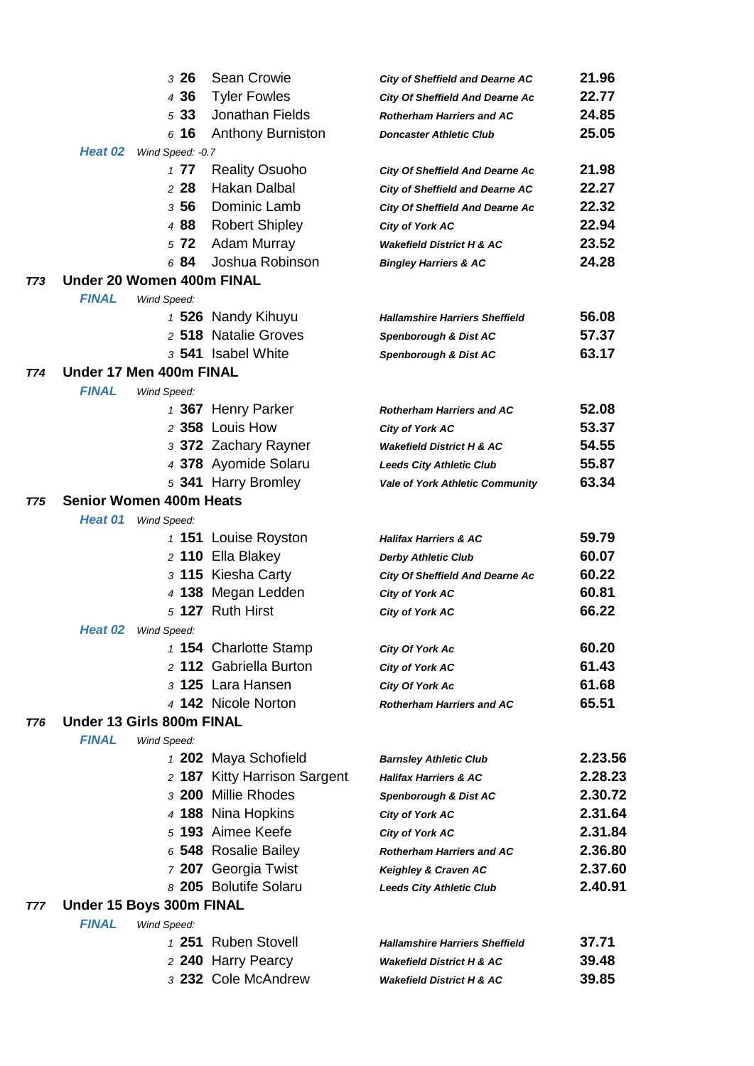| Pos | No. | Name | Club | Time |
|---|---|---|---|---|
| 3 | 26 | Sean Crowie | City of Sheffield and Dearne AC | 21.96 |
| 4 | 36 | Tyler Fowles | City Of Sheffield And Dearne Ac | 22.77 |
| 5 | 33 | Jonathan Fields | Rotherham Harriers and AC | 24.85 |
| 6 | 16 | Anthony Burniston | Doncaster Athletic Club | 25.05 |

**Heat 02** *Wind Speed: -0.7*

| Pos | No. | Name | Club | Time |
|---|---|---|---|---|
| 1 | 77 | Reality Osuoho | City Of Sheffield And Dearne Ac | 21.98 |
| 2 | 28 | Hakan Dalbal | City of Sheffield and Dearne AC | 22.27 |
| 3 | 56 | Dominic Lamb | City Of Sheffield And Dearne Ac | 22.32 |
| 4 | 88 | Robert Shipley | City of York AC | 22.94 |
| 5 | 72 | Adam Murray | Wakefield District H & AC | 23.52 |
| 6 | 84 | Joshua Robinson | Bingley Harriers & AC | 24.28 |

## T73 Under 20 Women 400m FINAL

**FINAL** *Wind Speed:*

| Pos | No. | Name | Club | Time |
|---|---|---|---|---|
| 1 | 526 | Nandy Kihuyu | Hallamshire Harriers Sheffield | 56.08 |
| 2 | 518 | Natalie Groves | Spenborough & Dist AC | 57.37 |
| 3 | 541 | Isabel White | Spenborough & Dist AC | 63.17 |

## T74 Under 17 Men 400m FINAL

**FINAL** *Wind Speed:*

| Pos | No. | Name | Club | Time |
|---|---|---|---|---|
| 1 | 367 | Henry Parker | Rotherham Harriers and AC | 52.08 |
| 2 | 358 | Louis How | City of York AC | 53.37 |
| 3 | 372 | Zachary Rayner | Wakefield District H & AC | 54.55 |
| 4 | 378 | Ayomide Solaru | Leeds City Athletic Club | 55.87 |
| 5 | 341 | Harry Bromley | Vale of York Athletic Community | 63.34 |

## T75 Senior Women 400m Heats

**Heat 01** *Wind Speed:*

| Pos | No. | Name | Club | Time |
|---|---|---|---|---|
| 1 | 151 | Louise Royston | Halifax Harriers & AC | 59.79 |
| 2 | 110 | Ella Blakey | Derby Athletic Club | 60.07 |
| 3 | 115 | Kiesha Carty | City Of Sheffield And Dearne Ac | 60.22 |
| 4 | 138 | Megan Ledden | City of York AC | 60.81 |
| 5 | 127 | Ruth Hirst | City of York AC | 66.22 |

**Heat 02** *Wind Speed:*

| Pos | No. | Name | Club | Time |
|---|---|---|---|---|
| 1 | 154 | Charlotte Stamp | City Of York Ac | 60.20 |
| 2 | 112 | Gabriella Burton | City of York AC | 61.43 |
| 3 | 125 | Lara Hansen | City Of York Ac | 61.68 |
| 4 | 142 | Nicole Norton | Rotherham Harriers and AC | 65.51 |

## T76 Under 13 Girls 800m FINAL

**FINAL** *Wind Speed:*

| Pos | No. | Name | Club | Time |
|---|---|---|---|---|
| 1 | 202 | Maya Schofield | Barnsley Athletic Club | 2.23.56 |
| 2 | 187 | Kitty Harrison Sargent | Halifax Harriers & AC | 2.28.23 |
| 3 | 200 | Millie Rhodes | Spenborough & Dist AC | 2.30.72 |
| 4 | 188 | Nina Hopkins | City of York AC | 2.31.64 |
| 5 | 193 | Aimee Keefe | City of York AC | 2.31.84 |
| 6 | 548 | Rosalie Bailey | Rotherham Harriers and AC | 2.36.80 |
| 7 | 207 | Georgia Twist | Keighley & Craven AC | 2.37.60 |
| 8 | 205 | Bolutife Solaru | Leeds City Athletic Club | 2.40.91 |

## T77 Under 15 Boys 300m FINAL

**FINAL** *Wind Speed:*

| Pos | No. | Name | Club | Time |
|---|---|---|---|---|
| 1 | 251 | Ruben Stovell | Hallamshire Harriers Sheffield | 37.71 |
| 2 | 240 | Harry Pearcy | Wakefield District H & AC | 39.48 |
| 3 | 232 | Cole McAndrew | Wakefield District H & AC | 39.85 |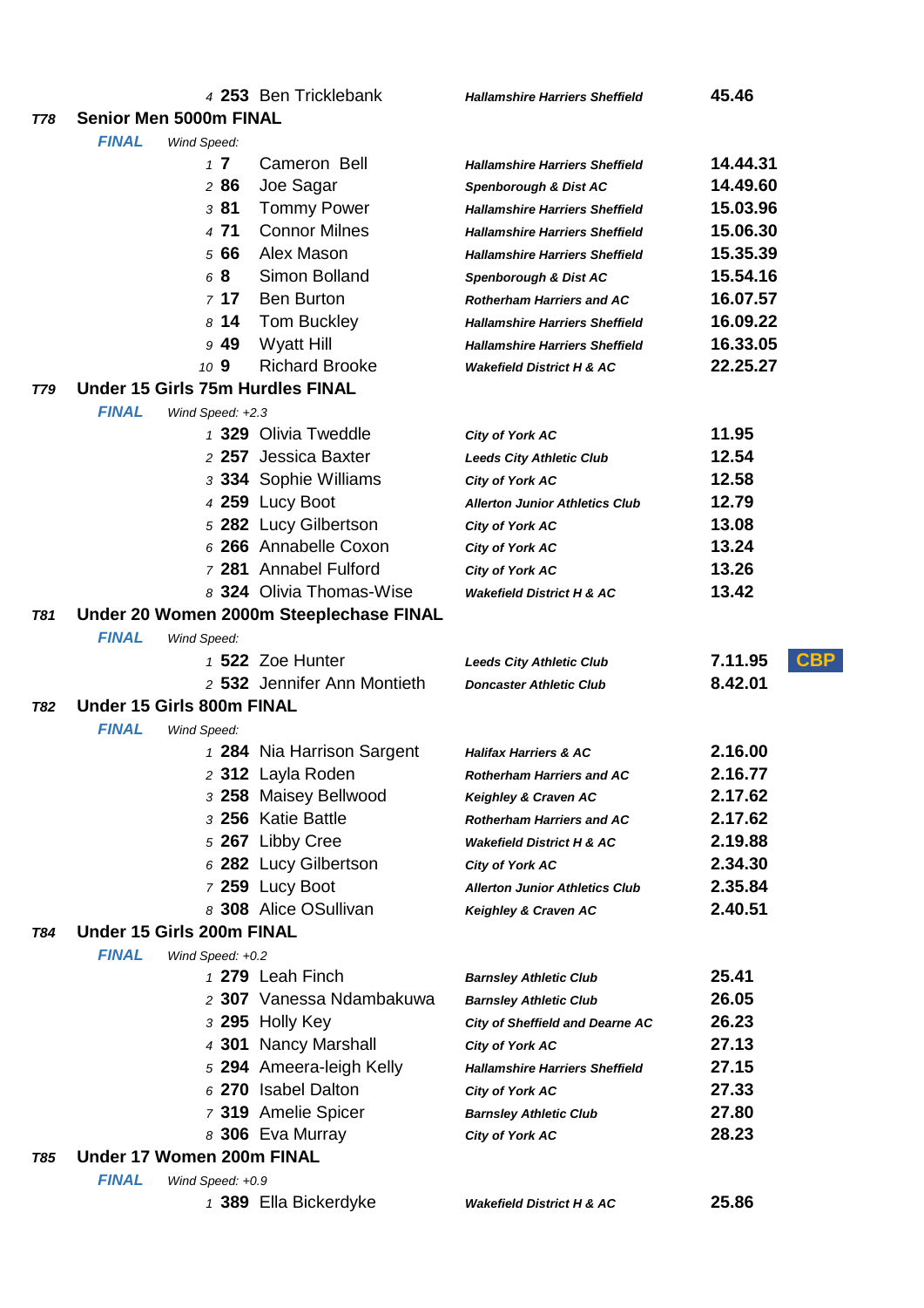| | | | | |
|---|---|---|---|---|
| 4 | 253 | Ben Tricklebank | Hallamshire Harriers Sheffield | 45.46 |

## T78 Senior Men 5000m FINAL

*FINAL* Wind Speed:

| Pos | No | Name | Club | Time | |
|---|---|---|---|---|---|
| 1 | 7 | Cameron Bell | Hallamshire Harriers Sheffield | 14.44.31 | |
| 2 | 86 | Joe Sagar | Spenborough & Dist AC | 14.49.60 | |
| 3 | 81 | Tommy Power | Hallamshire Harriers Sheffield | 15.03.96 | |
| 4 | 71 | Connor Milnes | Hallamshire Harriers Sheffield | 15.06.30 | |
| 5 | 66 | Alex Mason | Hallamshire Harriers Sheffield | 15.35.39 | |
| 6 | 8 | Simon Bolland | Spenborough & Dist AC | 15.54.16 | |
| 7 | 17 | Ben Burton | Rotherham Harriers and AC | 16.07.57 | |
| 8 | 14 | Tom Buckley | Hallamshire Harriers Sheffield | 16.09.22 | |
| 9 | 49 | Wyatt Hill | Hallamshire Harriers Sheffield | 16.33.05 | |
| 10 | 9 | Richard Brooke | Wakefield District H & AC | 22.25.27 | |

## T79 Under 15 Girls 75m Hurdles FINAL

*FINAL* Wind Speed: +2.3

| Pos | No | Name | Club | Time | |
|---|---|---|---|---|---|
| 1 | 329 | Olivia Tweddle | City of York AC | 11.95 | |
| 2 | 257 | Jessica Baxter | Leeds City Athletic Club | 12.54 | |
| 3 | 334 | Sophie Williams | City of York AC | 12.58 | |
| 4 | 259 | Lucy Boot | Allerton Junior Athletics Club | 12.79 | |
| 5 | 282 | Lucy Gilbertson | City of York AC | 13.08 | |
| 6 | 266 | Annabelle Coxon | City of York AC | 13.24 | |
| 7 | 281 | Annabel Fulford | City of York AC | 13.26 | |
| 8 | 324 | Olivia Thomas-Wise | Wakefield District H & AC | 13.42 | |

## T81 Under 20 Women 2000m Steeplechase FINAL

*FINAL* Wind Speed:

| Pos | No | Name | Club | Time | |
|---|---|---|---|---|---|
| 1 | 522 | Zoe Hunter | Leeds City Athletic Club | 7.11.95 | CBP |
| 2 | 532 | Jennifer Ann Montieth | Doncaster Athletic Club | 8.42.01 | |

## T82 Under 15 Girls 800m FINAL

*FINAL* Wind Speed:

| Pos | No | Name | Club | Time | |
|---|---|---|---|---|---|
| 1 | 284 | Nia Harrison Sargent | Halifax Harriers & AC | 2.16.00 | |
| 2 | 312 | Layla Roden | Rotherham Harriers and AC | 2.16.77 | |
| 3 | 258 | Maisey Bellwood | Keighley & Craven AC | 2.17.62 | |
| 3 | 256 | Katie Battle | Rotherham Harriers and AC | 2.17.62 | |
| 5 | 267 | Libby Cree | Wakefield District H & AC | 2.19.88 | |
| 6 | 282 | Lucy Gilbertson | City of York AC | 2.34.30 | |
| 7 | 259 | Lucy Boot | Allerton Junior Athletics Club | 2.35.84 | |
| 8 | 308 | Alice OSullivan | Keighley & Craven AC | 2.40.51 | |

## T84 Under 15 Girls 200m FINAL

*FINAL* Wind Speed: +0.2

| Pos | No | Name | Club | Time | |
|---|---|---|---|---|---|
| 1 | 279 | Leah Finch | Barnsley Athletic Club | 25.41 | |
| 2 | 307 | Vanessa Ndambakuwa | Barnsley Athletic Club | 26.05 | |
| 3 | 295 | Holly Key | City of Sheffield and Dearne AC | 26.23 | |
| 4 | 301 | Nancy Marshall | City of York AC | 27.13 | |
| 5 | 294 | Ameera-leigh Kelly | Hallamshire Harriers Sheffield | 27.15 | |
| 6 | 270 | Isabel Dalton | City of York AC | 27.33 | |
| 7 | 319 | Amelie Spicer | Barnsley Athletic Club | 27.80 | |
| 8 | 306 | Eva Murray | City of York AC | 28.23 | |

## T85 Under 17 Women 200m FINAL

*FINAL* Wind Speed: +0.9

| Pos | No | Name | Club | Time | |
|---|---|---|---|---|---|
| 1 | 389 | Ella Bickerdyke | Wakefield District H & AC | 25.86 | |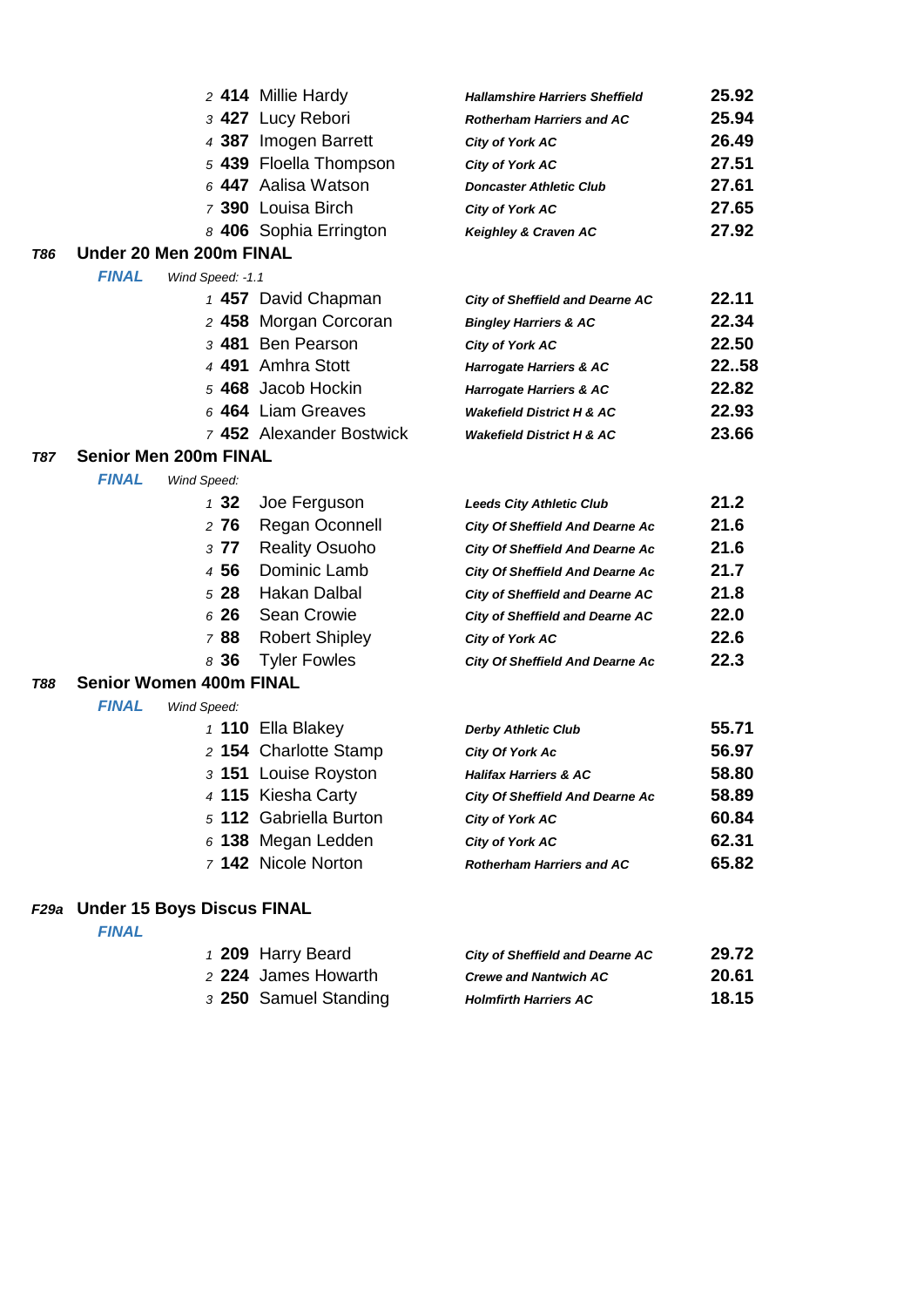| | | | | |
|---|---|---|---|---|
| 2 | 414 | Millie Hardy | *Hallamshire Harriers Sheffield* | 25.92 |
| 3 | 427 | Lucy Rebori | *Rotherham Harriers and AC* | 25.94 |
| 4 | 387 | Imogen Barrett | *City of York AC* | 26.49 |
| 5 | 439 | Floella Thompson | *City of York AC* | 27.51 |
| 6 | 447 | Aalisa Watson | *Doncaster Athletic Club* | 27.61 |
| 7 | 390 | Louisa Birch | *City of York AC* | 27.65 |
| 8 | 406 | Sophia Errington | *Keighley & Craven AC* | 27.92 |

## T86 Under 20 Men 200m FINAL

***FINAL*** *Wind Speed: -1.1*

| | | | | |
|---|---|---|---|---|
| 1 | 457 | David Chapman | *City of Sheffield and Dearne AC* | 22.11 |
| 2 | 458 | Morgan Corcoran | *Bingley Harriers & AC* | 22.34 |
| 3 | 481 | Ben Pearson | *City of York AC* | 22.50 |
| 4 | 491 | Amhra Stott | *Harrogate Harriers & AC* | 22..58 |
| 5 | 468 | Jacob Hockin | *Harrogate Harriers & AC* | 22.82 |
| 6 | 464 | Liam Greaves | *Wakefield District H & AC* | 22.93 |
| 7 | 452 | Alexander Bostwick | *Wakefield District H & AC* | 23.66 |

## T87 Senior Men 200m FINAL

***FINAL*** *Wind Speed:*

| | | | | |
|---|---|---|---|---|
| 1 | 32 | Joe Ferguson | *Leeds City Athletic Club* | 21.2 |
| 2 | 76 | Regan Oconnell | *City Of Sheffield And Dearne Ac* | 21.6 |
| 3 | 77 | Reality Osuoho | *City Of Sheffield And Dearne Ac* | 21.6 |
| 4 | 56 | Dominic Lamb | *City Of Sheffield And Dearne Ac* | 21.7 |
| 5 | 28 | Hakan Dalbal | *City of Sheffield and Dearne AC* | 21.8 |
| 6 | 26 | Sean Crowie | *City of Sheffield and Dearne AC* | 22.0 |
| 7 | 88 | Robert Shipley | *City of York AC* | 22.6 |
| 8 | 36 | Tyler Fowles | *City Of Sheffield And Dearne Ac* | 22.3 |

## T88 Senior Women 400m FINAL

***FINAL*** *Wind Speed:*

| | | | | |
|---|---|---|---|---|
| 1 | 110 | Ella Blakey | *Derby Athletic Club* | 55.71 |
| 2 | 154 | Charlotte Stamp | *City Of York Ac* | 56.97 |
| 3 | 151 | Louise Royston | *Halifax Harriers & AC* | 58.80 |
| 4 | 115 | Kiesha Carty | *City Of Sheffield And Dearne Ac* | 58.89 |
| 5 | 112 | Gabriella Burton | *City of York AC* | 60.84 |
| 6 | 138 | Megan Ledden | *City of York AC* | 62.31 |
| 7 | 142 | Nicole Norton | *Rotherham Harriers and AC* | 65.82 |

## F29a Under 15 Boys Discus FINAL

***FINAL***

| | | | | |
|---|---|---|---|---|
| 1 | 209 | Harry Beard | *City of Sheffield and Dearne AC* | 29.72 |
| 2 | 224 | James Howarth | *Crewe and Nantwich AC* | 20.61 |
| 3 | 250 | Samuel Standing | *Holmfirth Harriers AC* | 18.15 |